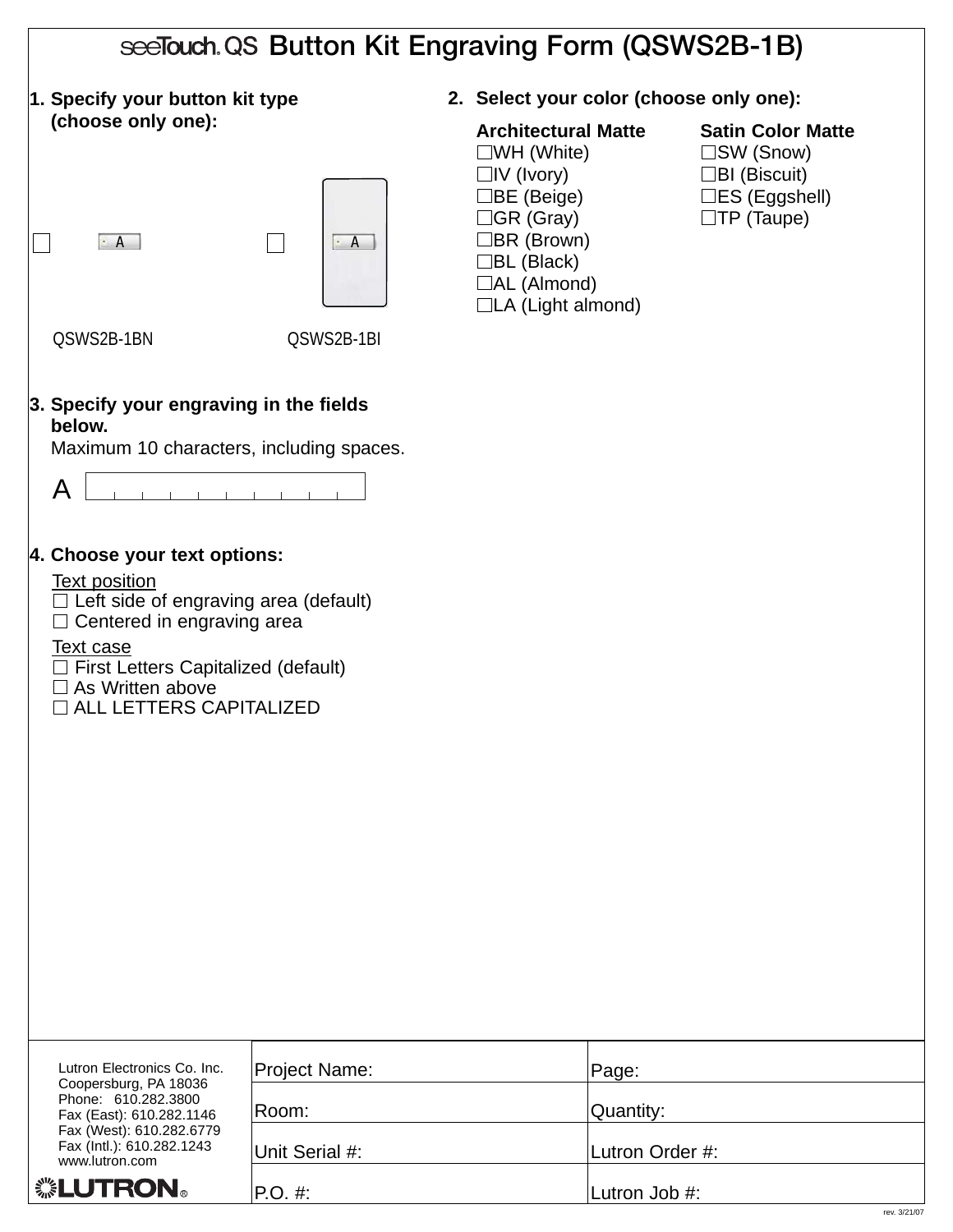# seeTouch QS Button Kit Engraving Form (QSWS2B-1B)

**1. Specify your button kit type (choose only one):**

☐ QSWS2B-1BN

☐ QSWS2B-1BI

**2. Select your color (choose only one):**

| Architectural Matte | Satin Color Matte |
|---|---|
| ☐WH (White) | ☐SW (Snow) |
| ☐IV (Ivory) | ☐BI (Biscuit) |
| ☐BE (Beige) | ☐ES (Eggshell) |
| ☐GR (Gray) | ☐TP (Taupe) |
| ☐BR (Brown) | |
| ☐BL (Black) | |
| ☐AL (Almond) | |
| ☐LA (Light almond) | |

**3. Specify your engraving in the fields below.**
Maximum 10 characters, including spaces.

A ___________

**4. Choose your text options:**

Text position
- ☐ Left side of engraving area (default)
- ☐ Centered in engraving area

Text case
- ☐ First Letters Capitalized (default)
- ☐ As Written above
- ☐ ALL LETTERS CAPITALIZED

Lutron Electronics Co. Inc.
Coopersburg, PA 18036
Phone: 610.282.3800
Fax (East): 610.282.1146
Fax (West): 610.282.6779
Fax (Intl.): 610.282.1243
www.lutron.com

LUTRON®

| Project Name: | Page: |
|---|---|
| Room: | Quantity: |
| Unit Serial #: | Lutron Order #: |
| P.O. #: | Lutron Job #: |

rev. 3/21/07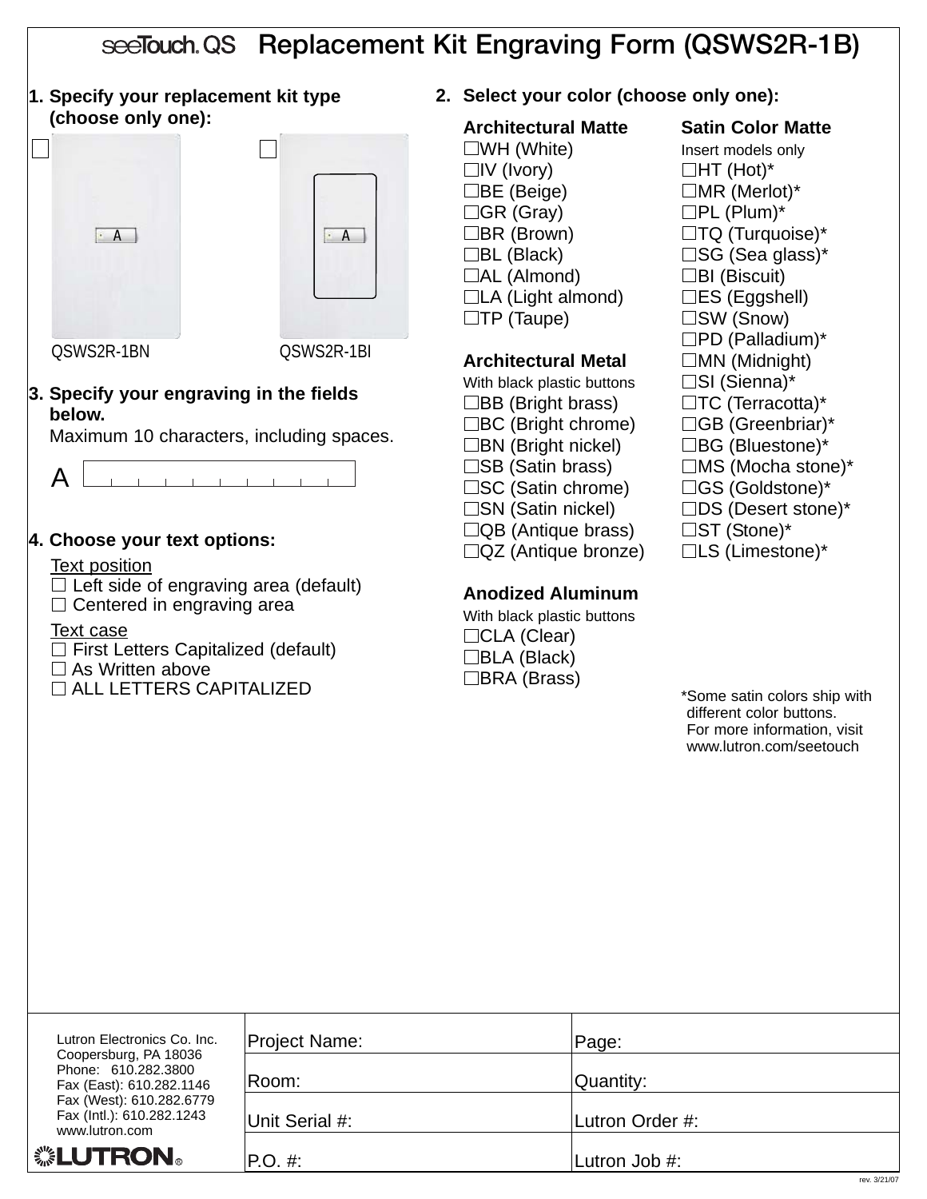# seeTouch.QS Replacement Kit Engraving Form (QSWS2R-1B)

**1. Specify your replacement kit type (choose only one):**

☐ QSWS2R-1BN

☐ QSWS2R-1BI

**2. Select your color (choose only one):**

**Architectural Matte**

☐WH (White)
☐IV (Ivory)
☐BE (Beige)
☐GR (Gray)
☐BR (Brown)
☐BL (Black)
☐AL (Almond)
☐LA (Light almond)
☐TP (Taupe)

**Architectural Metal**
With black plastic buttons

☐BB (Bright brass)
☐BC (Bright chrome)
☐BN (Bright nickel)
☐SB (Satin brass)
☐SC (Satin chrome)
☐SN (Satin nickel)
☐QB (Antique brass)
☐QZ (Antique bronze)

**Anodized Aluminum**
With black plastic buttons

☐CLA (Clear)
☐BLA (Black)
☐BRA (Brass)

**Satin Color Matte**
Insert models only

☐HT (Hot)*
☐MR (Merlot)*
☐PL (Plum)*
☐TQ (Turquoise)*
☐SG (Sea glass)*
☐BI (Biscuit)
☐ES (Eggshell)
☐SW (Snow)
☐PD (Palladium)*
☐MN (Midnight)
☐SI (Sienna)*
☐TC (Terracotta)*
☐GB (Greenbriar)*
☐BG (Bluestone)*
☐MS (Mocha stone)*
☐GS (Goldstone)*
☐DS (Desert stone)*
☐ST (Stone)*
☐LS (Limestone)*

*Some satin colors ship with different color buttons. For more information, visit www.lutron.com/seetouch

**3. Specify your engraving in the fields below.**
Maximum 10 characters, including spaces.

A |_|_|_|_|_|_|_|_|_|_|

**4. Choose your text options:**

Text position
☐ Left side of engraving area (default)
☐ Centered in engraving area

Text case
☐ First Letters Capitalized (default)
☐ As Written above
☐ ALL LETTERS CAPITALIZED

Lutron Electronics Co. Inc.
Coopersburg, PA 18036
Phone: 610.282.3800
Fax (East): 610.282.1146
Fax (West): 610.282.6779
Fax (Intl.): 610.282.1243
www.lutron.com

LUTRON®

| Project Name: | Page: |
|---|---|
| Room: | Quantity: |
| Unit Serial #: | Lutron Order #: |
| P.O. #: | Lutron Job #: |

rev. 3/21/07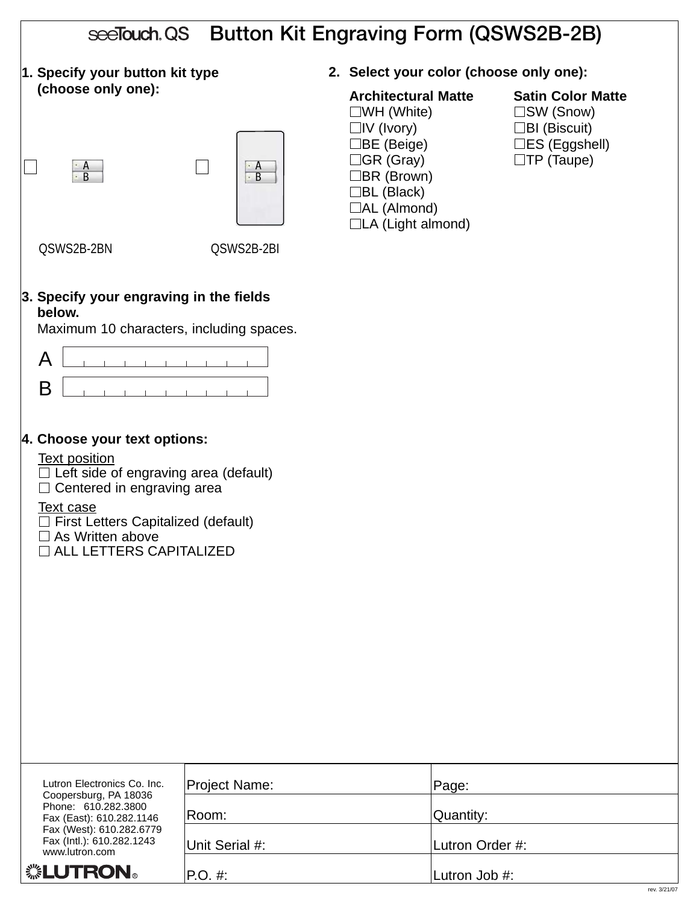# seeTouch.QS Button Kit Engraving Form (QSWS2B-2B)

**1. Specify your button kit type (choose only one):**

☐ QSWS2B-2BN

☐ QSWS2B-2BI

**2. Select your color (choose only one):**

**Architectural Matte**
- ☐WH (White)
- ☐IV (Ivory)
- ☐BE (Beige)
- ☐GR (Gray)
- ☐BR (Brown)
- ☐BL (Black)
- ☐AL (Almond)
- ☐LA (Light almond)

**Satin Color Matte**
- ☐SW (Snow)
- ☐BI (Biscuit)
- ☐ES (Eggshell)
- ☐TP (Taupe)

**3. Specify your engraving in the fields below.**
Maximum 10 characters, including spaces.

A | | | | | | | | | | |

B | | | | | | | | | | |

**4. Choose your text options:**

Text position
- ☐ Left side of engraving area (default)
- ☐ Centered in engraving area

Text case
- ☐ First Letters Capitalized (default)
- ☐ As Written above
- ☐ ALL LETTERS CAPITALIZED

Lutron Electronics Co. Inc.
Coopersburg, PA 18036
Phone: 610.282.3800
Fax (East): 610.282.1146
Fax (West): 610.282.6779
Fax (Intl.): 610.282.1243
www.lutron.com

LUTRON®

| Project Name: | Page: |
| --- | --- |
| Room: | Quantity: |
| Unit Serial #: | Lutron Order #: |
| P.O. #: | Lutron Job #: |

rev. 3/21/07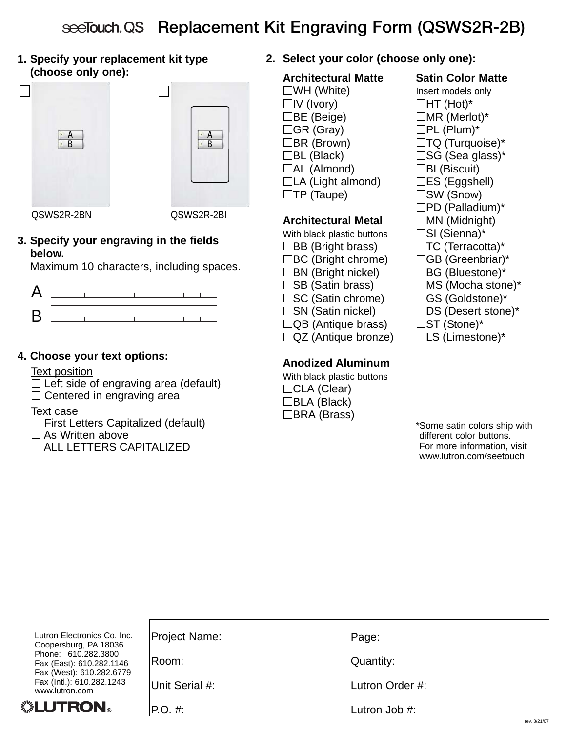# seeTouch.QS Replacement Kit Engraving Form (QSWS2R-2B)

**1. Specify your replacement kit type (choose only one):**

☐ QSWS2R-2BN

☐ QSWS2R-2BI

**2. Select your color (choose only one):**

**Architectural Matte**

☐WH (White)
☐IV (Ivory)
☐BE (Beige)
☐GR (Gray)
☐BR (Brown)
☐BL (Black)
☐AL (Almond)
☐LA (Light almond)
☐TP (Taupe)

**Architectural Metal**

With black plastic buttons

☐BB (Bright brass)
☐BC (Bright chrome)
☐BN (Bright nickel)
☐SB (Satin brass)
☐SC (Satin chrome)
☐SN (Satin nickel)
☐QB (Antique brass)
☐QZ (Antique bronze)

**Anodized Aluminum**

With black plastic buttons

☐CLA (Clear)
☐BLA (Black)
☐BRA (Brass)

**Satin Color Matte**

Insert models only

☐HT (Hot)*
☐MR (Merlot)*
☐PL (Plum)*
☐TQ (Turquoise)*
☐SG (Sea glass)*
☐BI (Biscuit)
☐ES (Eggshell)
☐SW (Snow)
☐PD (Palladium)*
☐MN (Midnight)
☐SI (Sienna)*
☐TC (Terracotta)*
☐GB (Greenbriar)*
☐BG (Bluestone)*
☐MS (Mocha stone)*
☐GS (Goldstone)*
☐DS (Desert stone)*
☐ST (Stone)*
☐LS (Limestone)*

*Some satin colors ship with different color buttons. For more information, visit www.lutron.com/seetouch

**3. Specify your engraving in the fields below.**
Maximum 10 characters, including spaces.

A | | | | | | | | | | |

B | | | | | | | | | | |

**4. Choose your text options:**

Text position
☐ Left side of engraving area (default)
☐ Centered in engraving area

Text case
☐ First Letters Capitalized (default)
☐ As Written above
☐ ALL LETTERS CAPITALIZED

Lutron Electronics Co. Inc.
Coopersburg, PA 18036
Phone: 610.282.3800
Fax (East): 610.282.1146
Fax (West): 610.282.6779
Fax (Intl.): 610.282.1243
www.lutron.com

LUTRON®

| Project Name: | Page: |
|---|---|
| Room: | Quantity: |
| Unit Serial #: | Lutron Order #: |
| P.O. #: | Lutron Job #: |

rev. 3/21/07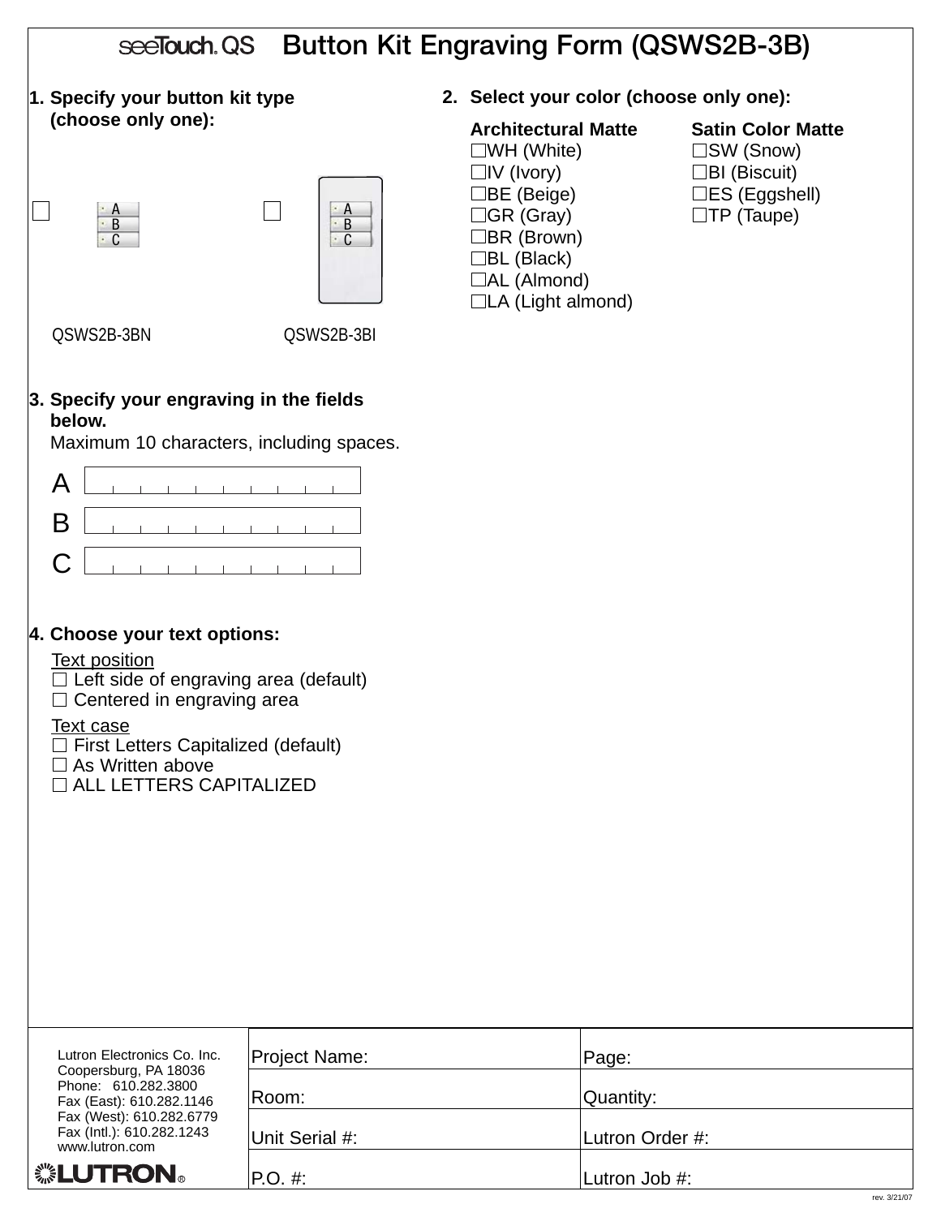# seeTouch® QS Button Kit Engraving Form (QSWS2B-3B)

**1. Specify your button kit type (choose only one):**

☐ QSWS2B-3BN

☐ QSWS2B-3BI

**2. Select your color (choose only one):**

| Architectural Matte | Satin Color Matte |
|---|---|
| ☐WH (White) | ☐SW (Snow) |
| ☐IV (Ivory) | ☐BI (Biscuit) |
| ☐BE (Beige) | ☐ES (Eggshell) |
| ☐GR (Gray) | ☐TP (Taupe) |
| ☐BR (Brown) | |
| ☐BL (Black) | |
| ☐AL (Almond) | |
| ☐LA (Light almond) | |

**3. Specify your engraving in the fields below.**
Maximum 10 characters, including spaces.

A ____________

B ____________

C ____________

**4. Choose your text options:**

Text position
- ☐ Left side of engraving area (default)
- ☐ Centered in engraving area

Text case
- ☐ First Letters Capitalized (default)
- ☐ As Written above
- ☐ ALL LETTERS CAPITALIZED

Lutron Electronics Co. Inc.
Coopersburg, PA 18036
Phone: 610.282.3800
Fax (East): 610.282.1146
Fax (West): 610.282.6779
Fax (Intl.): 610.282.1243
www.lutron.com

LUTRON®

| | |
|---|---|
| Project Name: | Page: |
| Room: | Quantity: |
| Unit Serial #: | Lutron Order #: |
| P.O. #: | Lutron Job #: |

rev. 3/21/07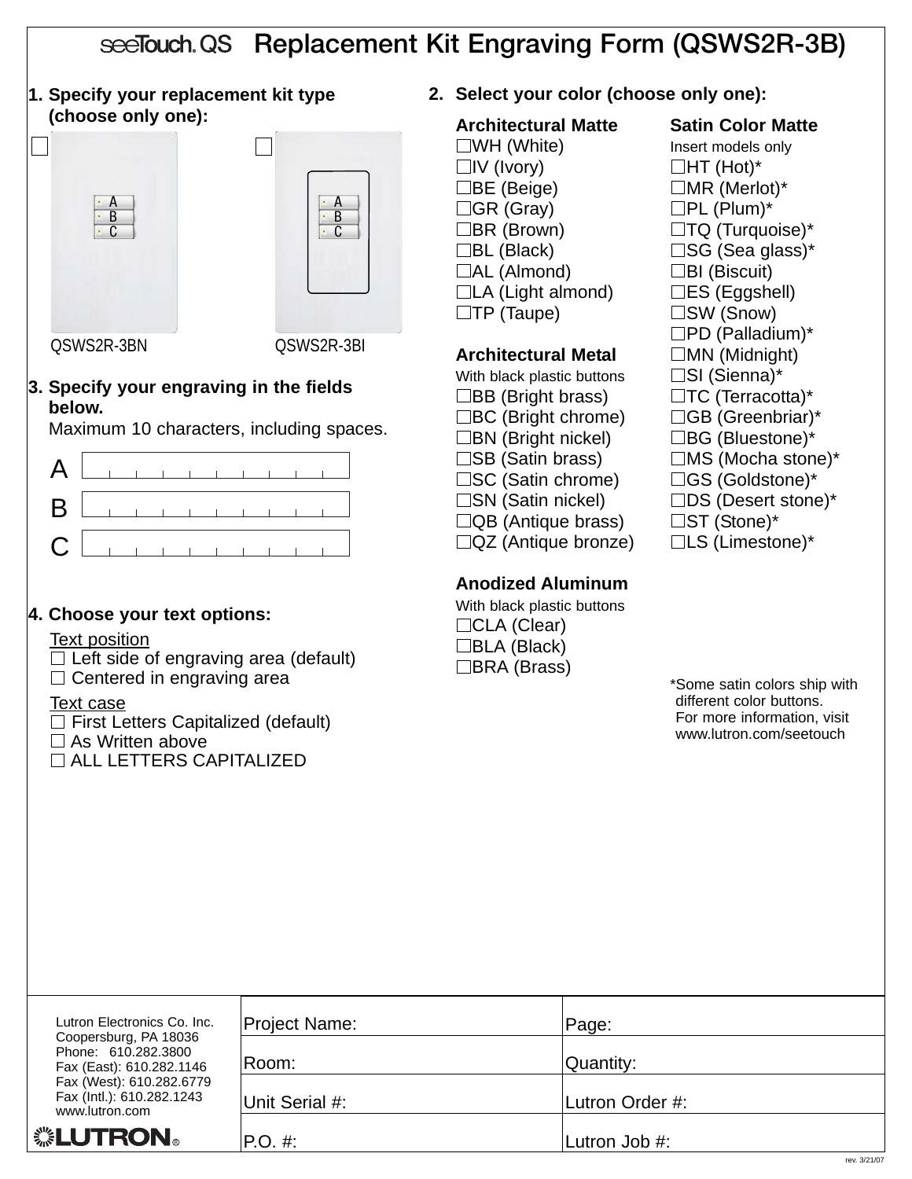# seeTouch.QS Replacement Kit Engraving Form (QSWS2R-3B)

**1. Specify your replacement kit type (choose only one):**

☐ QSWS2R-3BN

☐ QSWS2R-3BI

**2. Select your color (choose only one):**

**Architectural Matte**
- ☐WH (White)
- ☐IV (Ivory)
- ☐BE (Beige)
- ☐GR (Gray)
- ☐BR (Brown)
- ☐BL (Black)
- ☐AL (Almond)
- ☐LA (Light almond)
- ☐TP (Taupe)

**Architectural Metal**
With black plastic buttons
- ☐BB (Bright brass)
- ☐BC (Bright chrome)
- ☐BN (Bright nickel)
- ☐SB (Satin brass)
- ☐SC (Satin chrome)
- ☐SN (Satin nickel)
- ☐QB (Antique brass)
- ☐QZ (Antique bronze)

**Anodized Aluminum**
With black plastic buttons
- ☐CLA (Clear)
- ☐BLA (Black)
- ☐BRA (Brass)

**Satin Color Matte**
Insert models only
- ☐HT (Hot)*
- ☐MR (Merlot)*
- ☐PL (Plum)*
- ☐TQ (Turquoise)*
- ☐SG (Sea glass)*
- ☐BI (Biscuit)
- ☐ES (Eggshell)
- ☐SW (Snow)
- ☐PD (Palladium)*
- ☐MN (Midnight)
- ☐SI (Sienna)*
- ☐TC (Terracotta)*
- ☐GB (Greenbriar)*
- ☐BG (Bluestone)*
- ☐MS (Mocha stone)*
- ☐GS (Goldstone)*
- ☐DS (Desert stone)*
- ☐ST (Stone)*
- ☐LS (Limestone)*

*Some satin colors ship with different color buttons. For more information, visit www.lutron.com/seetouch

**3. Specify your engraving in the fields below.**
Maximum 10 characters, including spaces.

A | | | | | | | | | | |

B | | | | | | | | | | |

C | | | | | | | | | | |

**4. Choose your text options:**

Text position
- ☐ Left side of engraving area (default)
- ☐ Centered in engraving area

Text case
- ☐ First Letters Capitalized (default)
- ☐ As Written above
- ☐ ALL LETTERS CAPITALIZED

| Lutron Electronics Co. Inc.<br>Coopersburg, PA 18036<br>Phone: 610.282.3800<br>Fax (East): 610.282.1146<br>Fax (West): 610.282.6779<br>Fax (Intl.): 610.282.1243<br>www.lutron.com<br>LUTRON® | Project Name: | Page: |
|---|---|---|
| | Room: | Quantity: |
| | Unit Serial #: | Lutron Order #: |
| | P.O. #: | Lutron Job #: |

rev. 3/21/07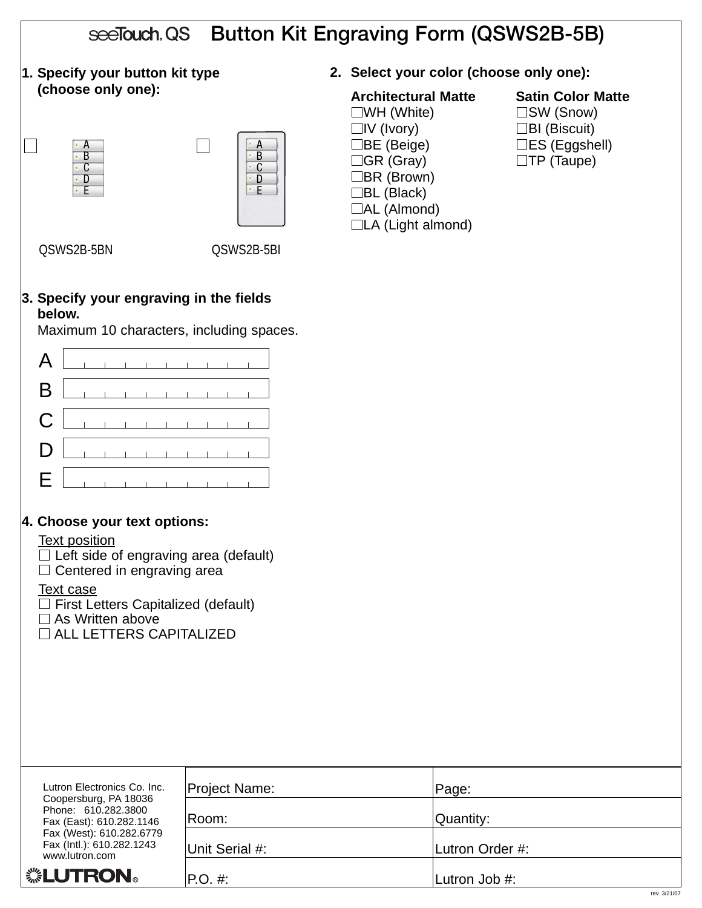# seeTouch QS Button Kit Engraving Form (QSWS2B-5B)

**1. Specify your button kit type (choose only one):**

☐ QSWS2B-5BN

☐ QSWS2B-5BI

**2. Select your color (choose only one):**

| Architectural Matte | Satin Color Matte |
|---|---|
| ☐WH (White) | ☐SW (Snow) |
| ☐IV (Ivory) | ☐BI (Biscuit) |
| ☐BE (Beige) | ☐ES (Eggshell) |
| ☐GR (Gray) | ☐TP (Taupe) |
| ☐BR (Brown) | |
| ☐BL (Black) | |
| ☐AL (Almond) | |
| ☐LA (Light almond) | |

**3. Specify your engraving in the fields below.**
Maximum 10 characters, including spaces.

A ____________

B ____________

C ____________

D ____________

E ____________

**4. Choose your text options:**

Text position
- ☐ Left side of engraving area (default)
- ☐ Centered in engraving area

Text case
- ☐ First Letters Capitalized (default)
- ☐ As Written above
- ☐ ALL LETTERS CAPITALIZED

| Lutron Electronics Co. Inc.<br>Coopersburg, PA 18036<br>Phone: 610.282.3800<br>Fax (East): 610.282.1146<br>Fax (West): 610.282.6779<br>Fax (Intl.): 610.282.1243<br>www.lutron.com<br>LUTRON® | Project Name: | Page: |
|---|---|---|
| | Room: | Quantity: |
| | Unit Serial #: | Lutron Order #: |
| | P.O. #: | Lutron Job #: |

rev. 3/21/07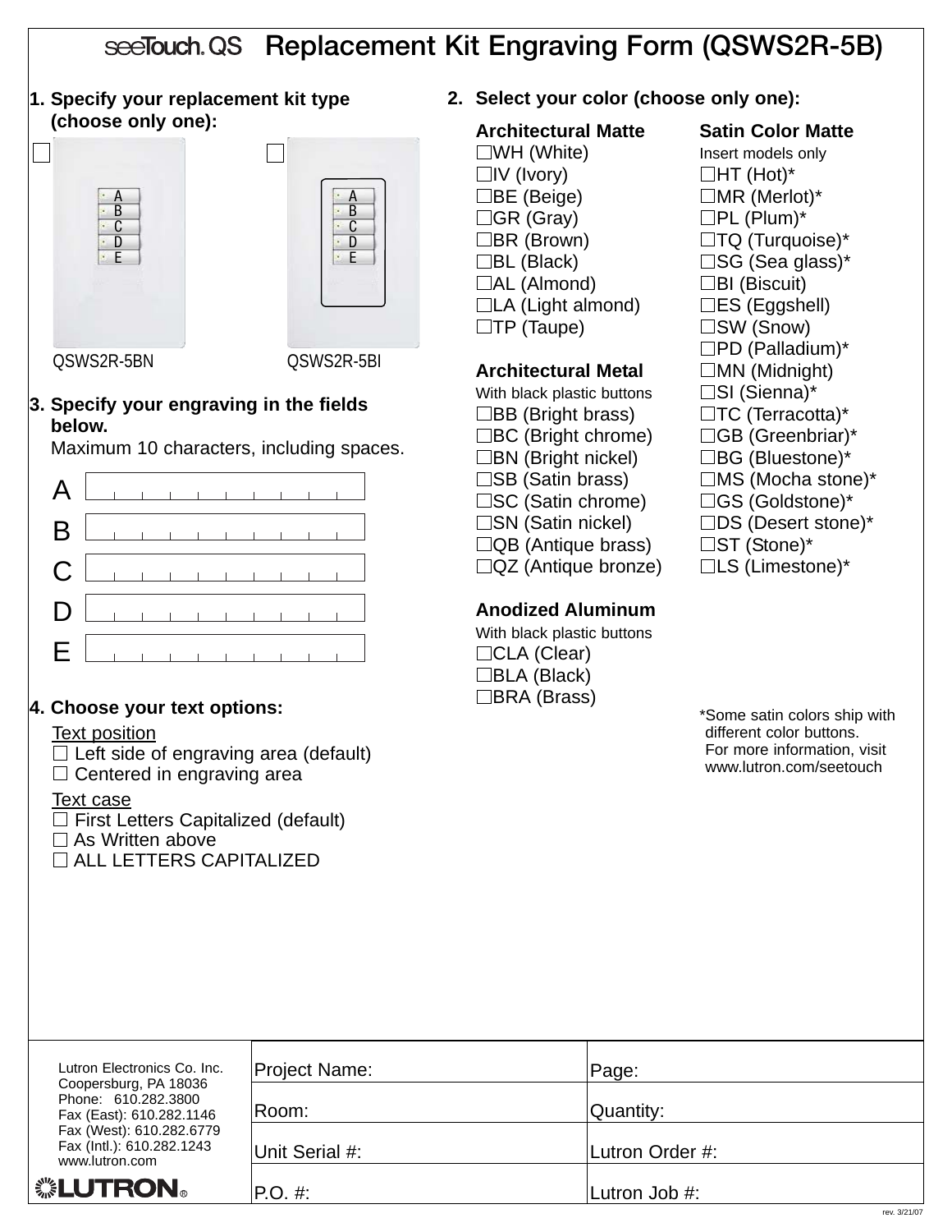# seeTouch QS Replacement Kit Engraving Form (QSWS2R-5B)

**1. Specify your replacement kit type (choose only one):**

☐ QSWS2R-5BN

☐ QSWS2R-5BI

**2. Select your color (choose only one):**

**Architectural Matte**

☐WH (White)
☐IV (Ivory)
☐BE (Beige)
☐GR (Gray)
☐BR (Brown)
☐BL (Black)
☐AL (Almond)
☐LA (Light almond)
☐TP (Taupe)

**Architectural Metal**
With black plastic buttons

☐BB (Bright brass)
☐BC (Bright chrome)
☐BN (Bright nickel)
☐SB (Satin brass)
☐SC (Satin chrome)
☐SN (Satin nickel)
☐QB (Antique brass)
☐QZ (Antique bronze)

**Anodized Aluminum**
With black plastic buttons

☐CLA (Clear)
☐BLA (Black)
☐BRA (Brass)

**Satin Color Matte**
Insert models only

☐HT (Hot)*
☐MR (Merlot)*
☐PL (Plum)*
☐TQ (Turquoise)*
☐SG (Sea glass)*
☐BI (Biscuit)
☐ES (Eggshell)
☐SW (Snow)
☐PD (Palladium)*
☐MN (Midnight)
☐SI (Sienna)*
☐TC (Terracotta)*
☐GB (Greenbriar)*
☐BG (Bluestone)*
☐MS (Mocha stone)*
☐GS (Goldstone)*
☐DS (Desert stone)*
☐ST (Stone)*
☐LS (Limestone)*

*Some satin colors ship with different color buttons. For more information, visit www.lutron.com/seetouch

**3. Specify your engraving in the fields below.**
Maximum 10 characters, including spaces.

A ______________________

B ______________________

C ______________________

D ______________________

E ______________________

**4. Choose your text options:**

Text position
☐ Left side of engraving area (default)
☐ Centered in engraving area

Text case
☐ First Letters Capitalized (default)
☐ As Written above
☐ ALL LETTERS CAPITALIZED

Lutron Electronics Co. Inc.
Coopersburg, PA 18036
Phone: 610.282.3800
Fax (East): 610.282.1146
Fax (West): 610.282.6779
Fax (Intl.): 610.282.1243
www.lutron.com

LUTRON®

| Project Name: | Page: |
|---|---|
| Room: | Quantity: |
| Unit Serial #: | Lutron Order #: |
| P.O. #: | Lutron Job #: |

rev. 3/21/07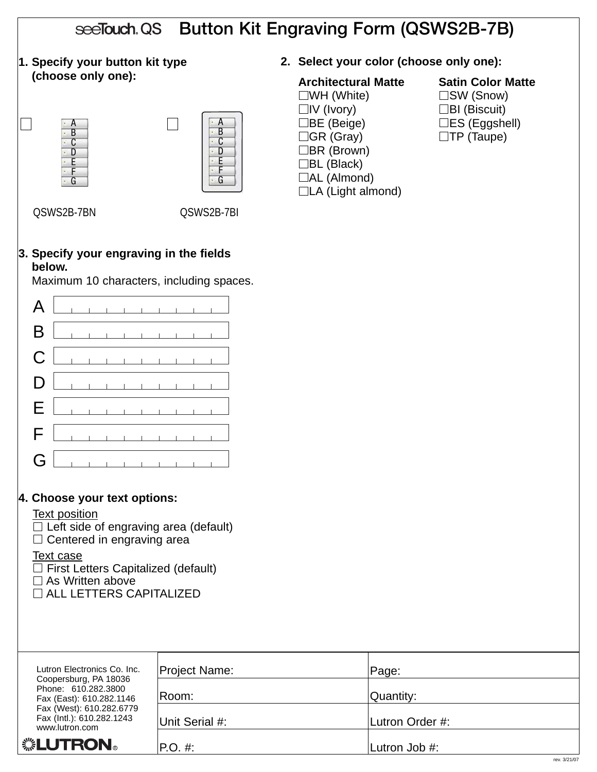# seeTouch.QS Button Kit Engraving Form (QSWS2B-7B)

**1. Specify your button kit type (choose only one):**

☐ QSWS2B-7BN

☐ QSWS2B-7BI

**2. Select your color (choose only one):**

| Architectural Matte | Satin Color Matte |
|---|---|
| ☐WH (White) | ☐SW (Snow) |
| ☐IV (Ivory) | ☐BI (Biscuit) |
| ☐BE (Beige) | ☐ES (Eggshell) |
| ☐GR (Gray) | ☐TP (Taupe) |
| ☐BR (Brown) | |
| ☐BL (Black) | |
| ☐AL (Almond) | |
| ☐LA (Light almond) | |

**3. Specify your engraving in the fields below.**
Maximum 10 characters, including spaces.

A

B

C

D

E

F

G

**4. Choose your text options:**

Text position
☐ Left side of engraving area (default)
☐ Centered in engraving area

Text case
☐ First Letters Capitalized (default)
☐ As Written above
☐ ALL LETTERS CAPITALIZED

Lutron Electronics Co. Inc.
Coopersburg, PA 18036
Phone: 610.282.3800
Fax (East): 610.282.1146
Fax (West): 610.282.6779
Fax (Intl.): 610.282.1243
www.lutron.com

LUTRON®

| | |
|---|---|
| Project Name: | Page: |
| Room: | Quantity: |
| Unit Serial #: | Lutron Order #: |
| P.O. #: | Lutron Job #: |

rev. 3/21/07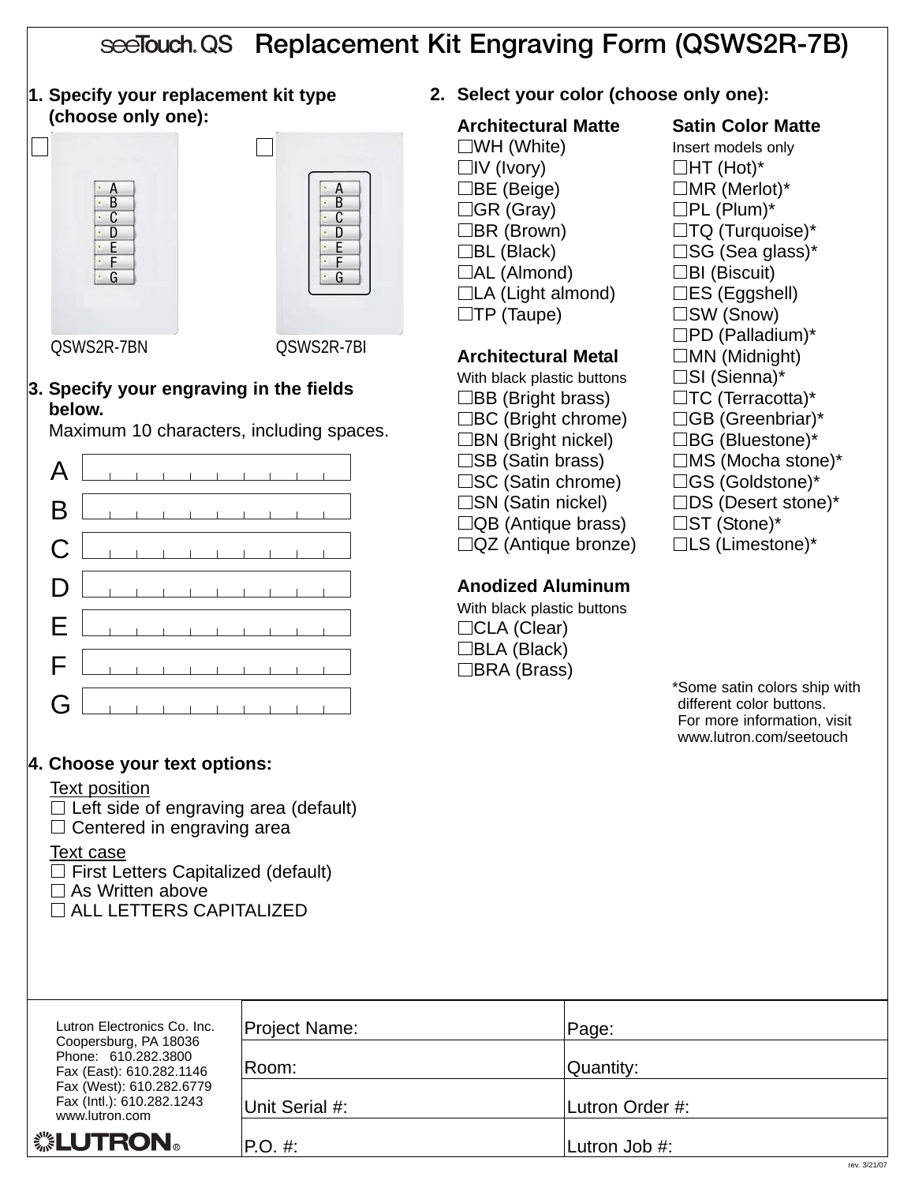# seeTouch.QS Replacement Kit Engraving Form (QSWS2R-7B)

**1. Specify your replacement kit type (choose only one):**

☐ QSWS2R-7BN

☐ QSWS2R-7BI

**2. Select your color (choose only one):**

**Architectural Matte**

- ☐WH (White)
- ☐IV (Ivory)
- ☐BE (Beige)
- ☐GR (Gray)
- ☐BR (Brown)
- ☐BL (Black)
- ☐AL (Almond)
- ☐LA (Light almond)
- ☐TP (Taupe)

**Architectural Metal**

With black plastic buttons

- ☐BB (Bright brass)
- ☐BC (Bright chrome)
- ☐BN (Bright nickel)
- ☐SB (Satin brass)
- ☐SC (Satin chrome)
- ☐SN (Satin nickel)
- ☐QB (Antique brass)
- ☐QZ (Antique bronze)

**Anodized Aluminum**

With black plastic buttons

- ☐CLA (Clear)
- ☐BLA (Black)
- ☐BRA (Brass)

**Satin Color Matte**

Insert models only

- ☐HT (Hot)*
- ☐MR (Merlot)*
- ☐PL (Plum)*
- ☐TQ (Turquoise)*
- ☐SG (Sea glass)*
- ☐BI (Biscuit)
- ☐ES (Eggshell)
- ☐SW (Snow)
- ☐PD (Palladium)*
- ☐MN (Midnight)
- ☐SI (Sienna)*
- ☐TC (Terracotta)*
- ☐GB (Greenbriar)*
- ☐BG (Bluestone)*
- ☐MS (Mocha stone)*
- ☐GS (Goldstone)*
- ☐DS (Desert stone)*
- ☐ST (Stone)*
- ☐LS (Limestone)*

*Some satin colors ship with different color buttons. For more information, visit www.lutron.com/seetouch

**3. Specify your engraving in the fields below.**

Maximum 10 characters, including spaces.

A \_\_\_\_\_\_\_\_\_\_

B \_\_\_\_\_\_\_\_\_\_

C \_\_\_\_\_\_\_\_\_\_

D \_\_\_\_\_\_\_\_\_\_

E \_\_\_\_\_\_\_\_\_\_

F \_\_\_\_\_\_\_\_\_\_

G \_\_\_\_\_\_\_\_\_\_

**4. Choose your text options:**

Text position

- ☐ Left side of engraving area (default)
- ☐ Centered in engraving area

Text case

- ☐ First Letters Capitalized (default)
- ☐ As Written above
- ☐ ALL LETTERS CAPITALIZED

Lutron Electronics Co. Inc.
Coopersburg, PA 18036
Phone: 610.282.3800
Fax (East): 610.282.1146
Fax (West): 610.282.6779
Fax (Intl.): 610.282.1243
www.lutron.com

LUTRON®

| | |
|---|---|
| Project Name: | Page: |
| Room: | Quantity: |
| Unit Serial #: | Lutron Order #: |
| P.O. #: | Lutron Job #: |

rev. 3/21/07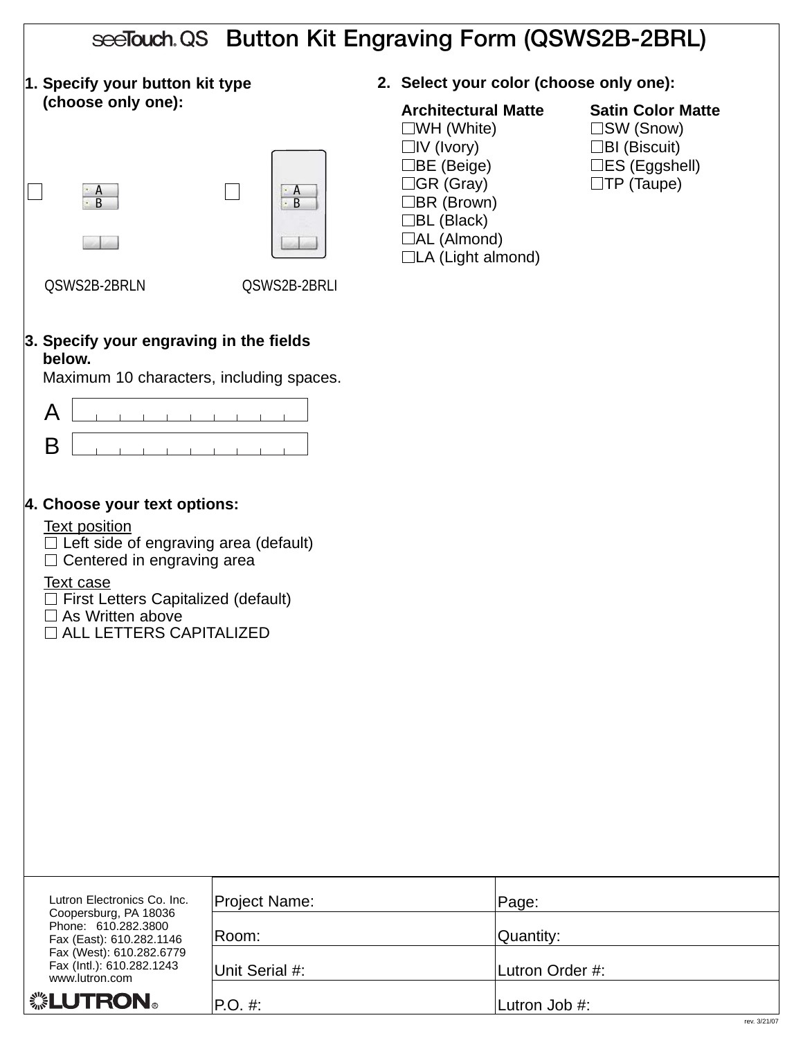# seeTouch® QS Button Kit Engraving Form (QSWS2B-2BRL)

**1. Specify your button kit type (choose only one):**

☐ QSWS2B-2BRLN

☐ QSWS2B-2BRLI

**2. Select your color (choose only one):**

| Architectural Matte | Satin Color Matte |
|---|---|
| ☐WH (White) | ☐SW (Snow) |
| ☐IV (Ivory) | ☐BI (Biscuit) |
| ☐BE (Beige) | ☐ES (Eggshell) |
| ☐GR (Gray) | ☐TP (Taupe) |
| ☐BR (Brown) | |
| ☐BL (Black) | |
| ☐AL (Almond) | |
| ☐LA (Light almond) | |

**3. Specify your engraving in the fields below.**

Maximum 10 characters, including spaces.

A | | | | | | | | | | |

B | | | | | | | | | | |

**4. Choose your text options:**

Text position

☐ Left side of engraving area (default)

☐ Centered in engraving area

Text case

☐ First Letters Capitalized (default)

☐ As Written above

☐ ALL LETTERS CAPITALIZED

Lutron Electronics Co. Inc.
Coopersburg, PA 18036
Phone: 610.282.3800
Fax (East): 610.282.1146
Fax (West): 610.282.6779
Fax (Intl.): 610.282.1243
www.lutron.com

LUTRON®

| Project Name: | Page: |
|---|---|
| Room: | Quantity: |
| Unit Serial #: | Lutron Order #: |
| P.O. #: | Lutron Job #: |

rev. 3/21/07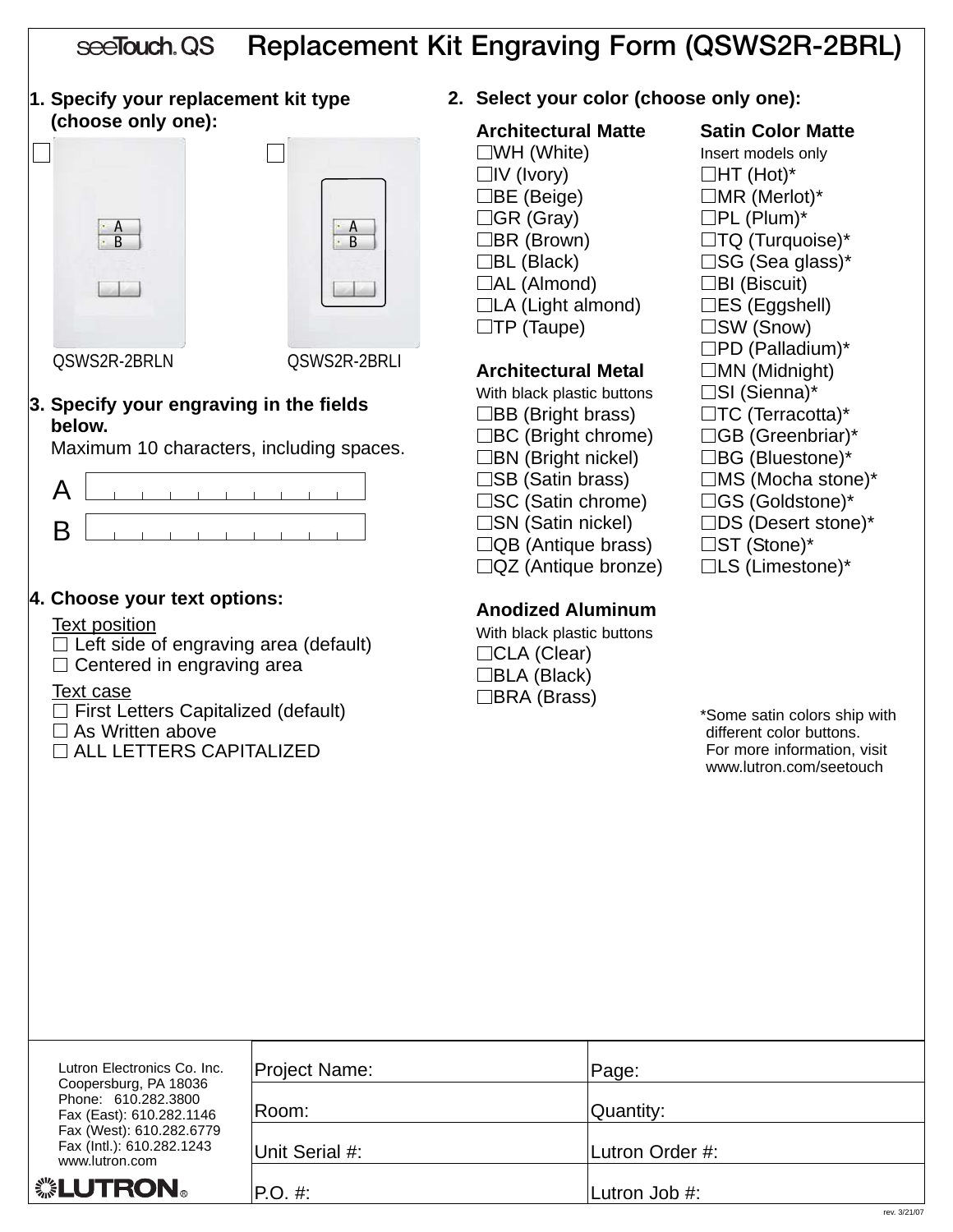# seeTouch® QS Replacement Kit Engraving Form (QSWS2R-2BRL)

**1. Specify your replacement kit type (choose only one):**

☐ QSWS2R-2BRLN

☐ QSWS2R-2BRLI

**2. Select your color (choose only one):**

**Architectural Matte**

☐WH (White)
☐IV (Ivory)
☐BE (Beige)
☐GR (Gray)
☐BR (Brown)
☐BL (Black)
☐AL (Almond)
☐LA (Light almond)
☐TP (Taupe)

**Architectural Metal**
With black plastic buttons

☐BB (Bright brass)
☐BC (Bright chrome)
☐BN (Bright nickel)
☐SB (Satin brass)
☐SC (Satin chrome)
☐SN (Satin nickel)
☐QB (Antique brass)
☐QZ (Antique bronze)

**Anodized Aluminum**
With black plastic buttons

☐CLA (Clear)
☐BLA (Black)
☐BRA (Brass)

**Satin Color Matte**
Insert models only

☐HT (Hot)*
☐MR (Merlot)*
☐PL (Plum)*
☐TQ (Turquoise)*
☐SG (Sea glass)*
☐BI (Biscuit)
☐ES (Eggshell)
☐SW (Snow)
☐PD (Palladium)*
☐MN (Midnight)
☐SI (Sienna)*
☐TC (Terracotta)*
☐GB (Greenbriar)*
☐BG (Bluestone)*
☐MS (Mocha stone)*
☐GS (Goldstone)*
☐DS (Desert stone)*
☐ST (Stone)*
☐LS (Limestone)*

*Some satin colors ship with different color buttons. For more information, visit www.lutron.com/seetouch

**3. Specify your engraving in the fields below.**
Maximum 10 characters, including spaces.

A | | | | | | | | | | |

B | | | | | | | | | | |

**4. Choose your text options:**

Text position
☐ Left side of engraving area (default)
☐ Centered in engraving area

Text case
☐ First Letters Capitalized (default)
☐ As Written above
☐ ALL LETTERS CAPITALIZED

Lutron Electronics Co. Inc.
Coopersburg, PA 18036
Phone: 610.282.3800
Fax (East): 610.282.1146
Fax (West): 610.282.6779
Fax (Intl.): 610.282.1243
www.lutron.com

LUTRON®

| Project Name: | Page: |
|---|---|
| Room: | Quantity: |
| Unit Serial #: | Lutron Order #: |
| P.O. #: | Lutron Job #: |

rev. 3/21/07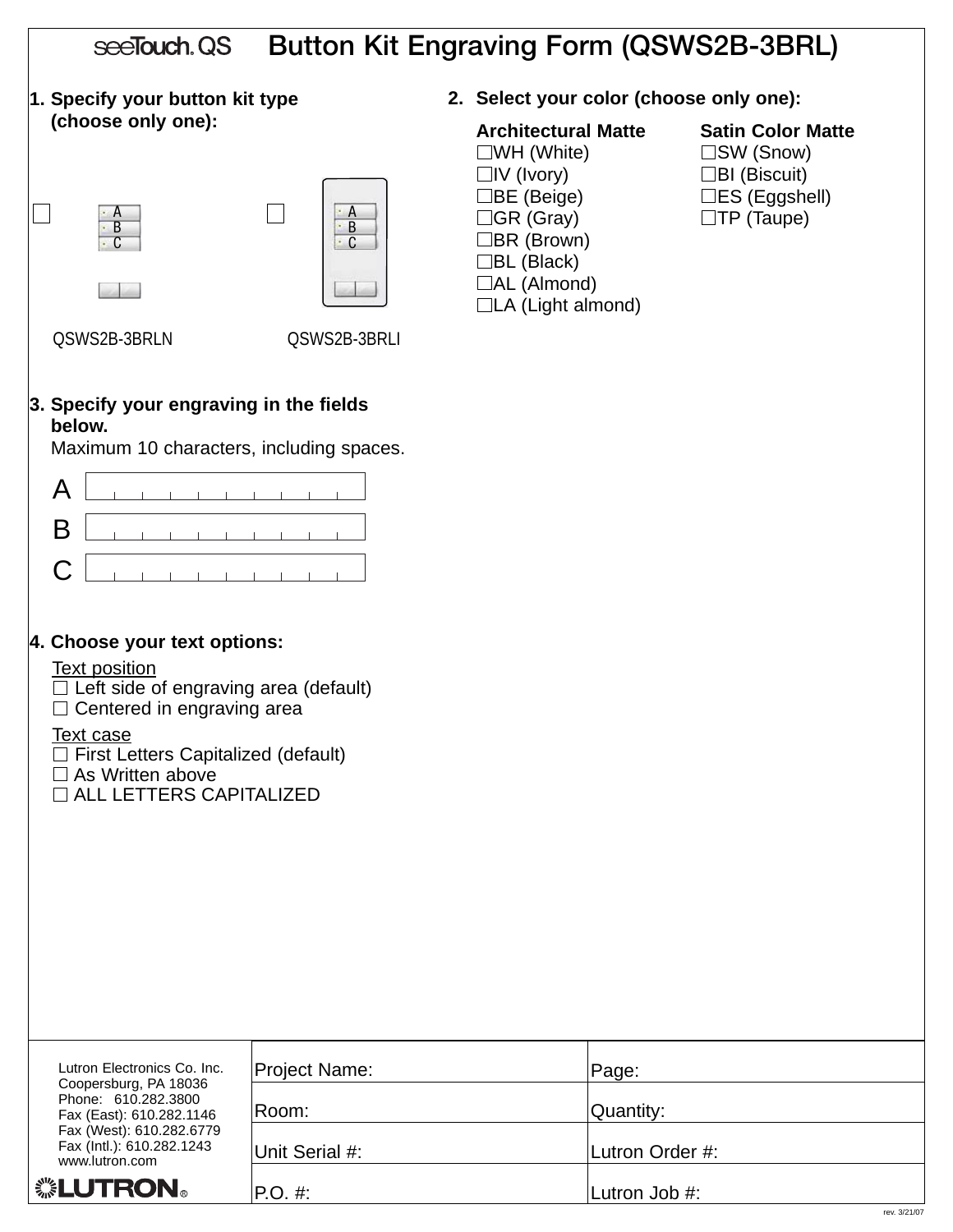# seeTouch® QS Button Kit Engraving Form (QSWS2B-3BRL)

**1. Specify your button kit type (choose only one):**

☐ QSWS2B-3BRLN

☐ QSWS2B-3BRLI

**2. Select your color (choose only one):**

**Architectural Matte**
- ☐WH (White)
- ☐IV (Ivory)
- ☐BE (Beige)
- ☐GR (Gray)
- ☐BR (Brown)
- ☐BL (Black)
- ☐AL (Almond)
- ☐LA (Light almond)

**Satin Color Matte**
- ☐SW (Snow)
- ☐BI (Biscuit)
- ☐ES (Eggshell)
- ☐TP (Taupe)

**3. Specify your engraving in the fields below.**
Maximum 10 characters, including spaces.

A | | | | | | | | | | |

B | | | | | | | | | | |

C | | | | | | | | | | |

**4. Choose your text options:**

Text position
- ☐ Left side of engraving area (default)
- ☐ Centered in engraving area

Text case
- ☐ First Letters Capitalized (default)
- ☐ As Written above
- ☐ ALL LETTERS CAPITALIZED

| Lutron Electronics Co. Inc.<br>Coopersburg, PA 18036<br>Phone: 610.282.3800<br>Fax (East): 610.282.1146<br>Fax (West): 610.282.6779<br>Fax (Intl.): 610.282.1243<br>www.lutron.com<br>LUTRON® | Project Name: | Page: |
|---|---|---|
| | Room: | Quantity: |
| | Unit Serial #: | Lutron Order #: |
| | P.O. #: | Lutron Job #: |

rev. 3/21/07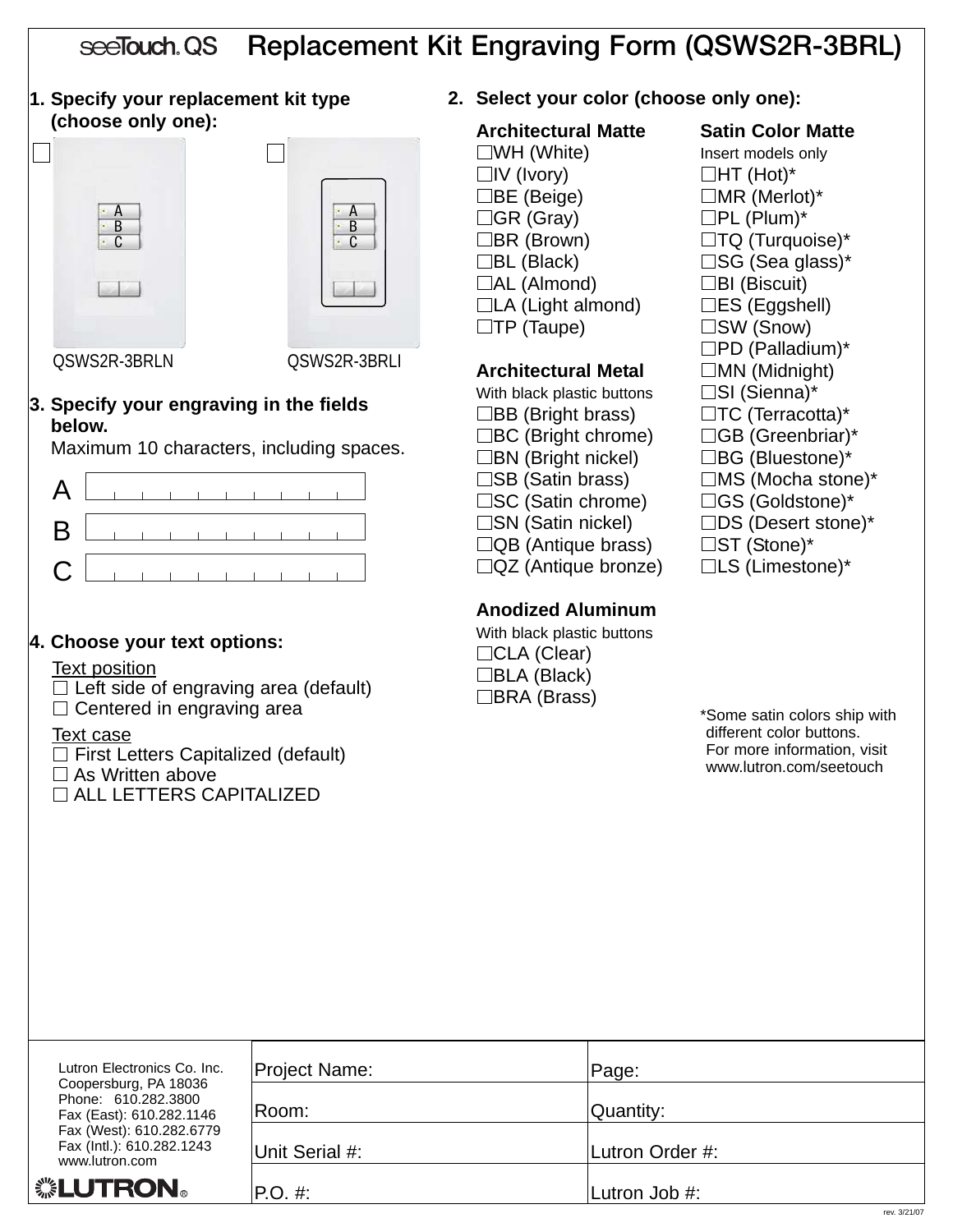# seeTouch QS Replacement Kit Engraving Form (QSWS2R-3BRL)

**1. Specify your replacement kit type (choose only one):**

☐ QSWS2R-3BRLN

☐ QSWS2R-3BRLI

**2. Select your color (choose only one):**

**Architectural Matte**

☐WH (White)
☐IV (Ivory)
☐BE (Beige)
☐GR (Gray)
☐BR (Brown)
☐BL (Black)
☐AL (Almond)
☐LA (Light almond)
☐TP (Taupe)

**Architectural Metal**
With black plastic buttons

☐BB (Bright brass)
☐BC (Bright chrome)
☐BN (Bright nickel)
☐SB (Satin brass)
☐SC (Satin chrome)
☐SN (Satin nickel)
☐QB (Antique brass)
☐QZ (Antique bronze)

**Anodized Aluminum**
With black plastic buttons

☐CLA (Clear)
☐BLA (Black)
☐BRA (Brass)

**Satin Color Matte**
Insert models only

☐HT (Hot)*
☐MR (Merlot)*
☐PL (Plum)*
☐TQ (Turquoise)*
☐SG (Sea glass)*
☐BI (Biscuit)
☐ES (Eggshell)
☐SW (Snow)
☐PD (Palladium)*
☐MN (Midnight)
☐SI (Sienna)*
☐TC (Terracotta)*
☐GB (Greenbriar)*
☐BG (Bluestone)*
☐MS (Mocha stone)*
☐GS (Goldstone)*
☐DS (Desert stone)*
☐ST (Stone)*
☐LS (Limestone)*

*Some satin colors ship with different color buttons. For more information, visit www.lutron.com/seetouch

**3. Specify your engraving in the fields below.**
Maximum 10 characters, including spaces.

A | | | | | | | | | |

B | | | | | | | | | |

C | | | | | | | | | |

**4. Choose your text options:**

Text position
☐ Left side of engraving area (default)
☐ Centered in engraving area

Text case
☐ First Letters Capitalized (default)
☐ As Written above
☐ ALL LETTERS CAPITALIZED

Lutron Electronics Co. Inc.
Coopersburg, PA 18036
Phone: 610.282.3800
Fax (East): 610.282.1146
Fax (West): 610.282.6779
Fax (Intl.): 610.282.1243
www.lutron.com

LUTRON®

| Project Name: | Page: |
|---|---|
| Room: | Quantity: |
| Unit Serial #: | Lutron Order #: |
| P.O. #: | Lutron Job #: |

rev. 3/21/07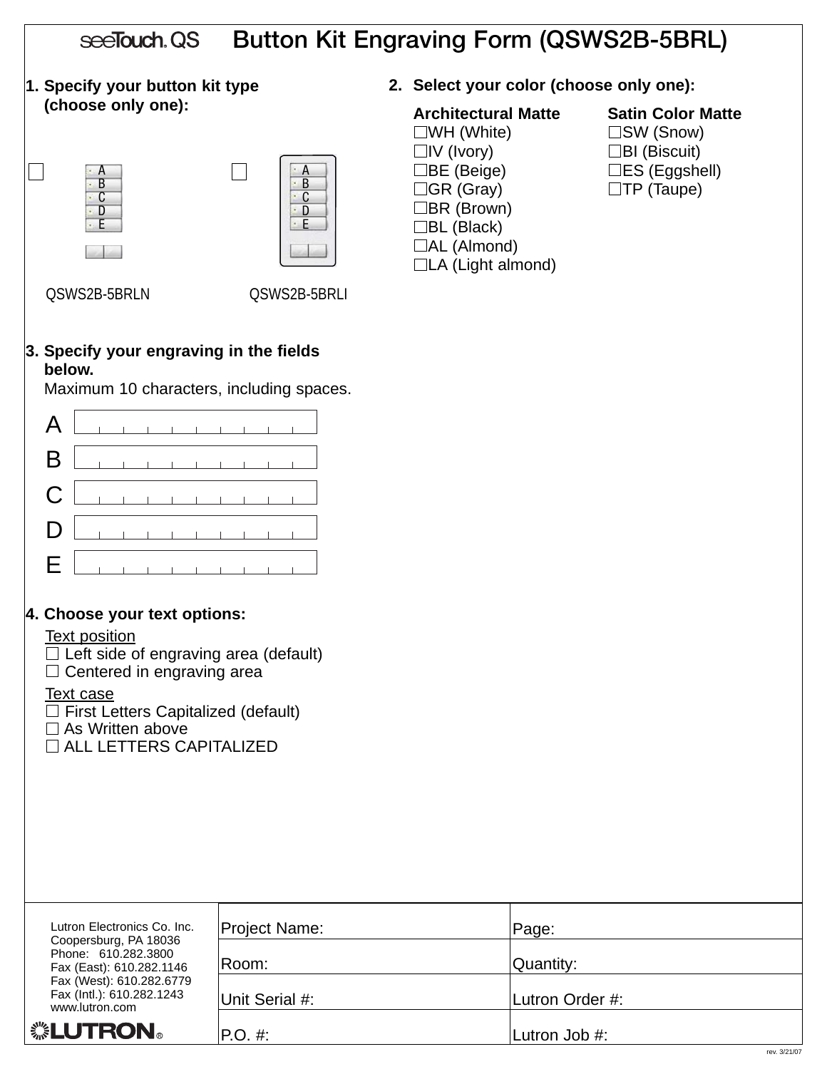# seeTouch. QS Button Kit Engraving Form (QSWS2B-5BRL)

**1. Specify your button kit type (choose only one):**

☐ QSWS2B-5BRLN

☐ QSWS2B-5BRLI

**2. Select your color (choose only one):**

**Architectural Matte**
- ☐WH (White)
- ☐IV (Ivory)
- ☐BE (Beige)
- ☐GR (Gray)
- ☐BR (Brown)
- ☐BL (Black)
- ☐AL (Almond)
- ☐LA (Light almond)

**Satin Color Matte**
- ☐SW (Snow)
- ☐BI (Biscuit)
- ☐ES (Eggshell)
- ☐TP (Taupe)

**3. Specify your engraving in the fields below.**
Maximum 10 characters, including spaces.

A

B

C

D

E

**4. Choose your text options:**

Text position
- ☐ Left side of engraving area (default)
- ☐ Centered in engraving area

Text case
- ☐ First Letters Capitalized (default)
- ☐ As Written above
- ☐ ALL LETTERS CAPITALIZED

Lutron Electronics Co. Inc.
Coopersburg, PA 18036
Phone: 610.282.3800
Fax (East): 610.282.1146
Fax (West): 610.282.6779
Fax (Intl.): 610.282.1243
www.lutron.com

LUTRON®

| Project Name: | Page: |
|---|---|
| Room: | Quantity: |
| Unit Serial #: | Lutron Order #: |
| P.O. #: | Lutron Job #: |

rev. 3/21/07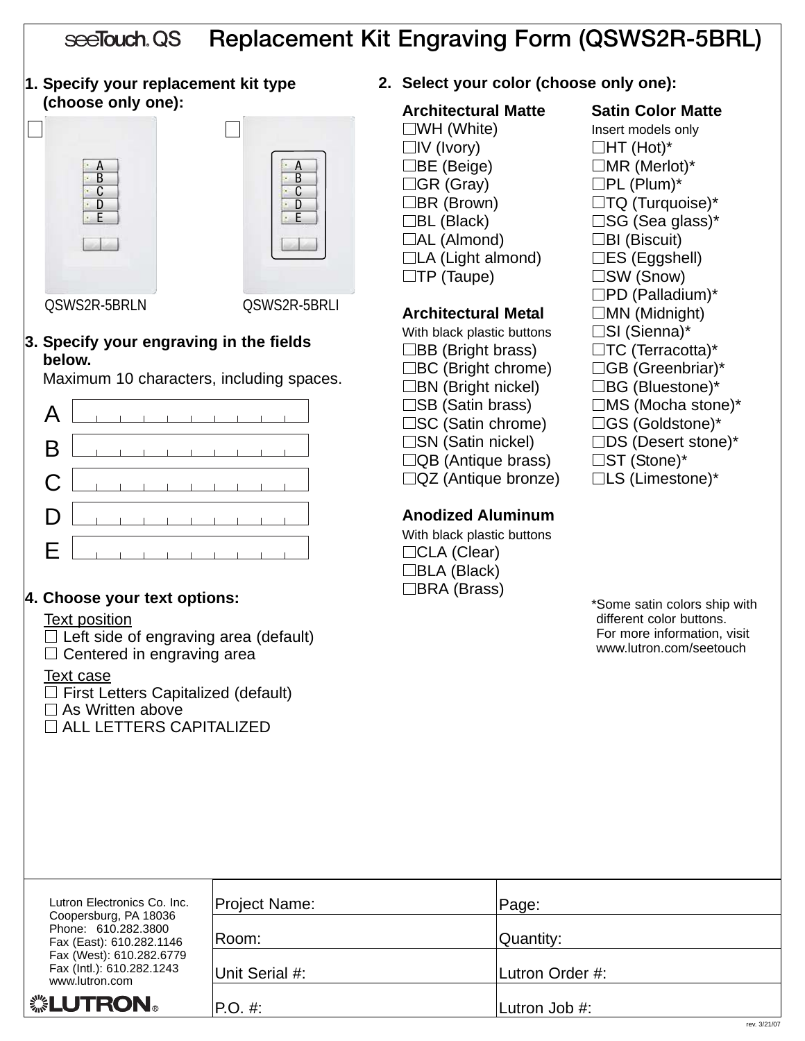# seeTouch® QS Replacement Kit Engraving Form (QSWS2R-5BRL)

**1. Specify your replacement kit type (choose only one):**

☐ QSWS2R-5BRLN

☐ QSWS2R-5BRLI

**2. Select your color (choose only one):**

**Architectural Matte**

- ☐WH (White)
- ☐IV (Ivory)
- ☐BE (Beige)
- ☐GR (Gray)
- ☐BR (Brown)
- ☐BL (Black)
- ☐AL (Almond)
- ☐LA (Light almond)
- ☐TP (Taupe)

**Architectural Metal**

With black plastic buttons

- ☐BB (Bright brass)
- ☐BC (Bright chrome)
- ☐BN (Bright nickel)
- ☐SB (Satin brass)
- ☐SC (Satin chrome)
- ☐SN (Satin nickel)
- ☐QB (Antique brass)
- ☐QZ (Antique bronze)

**Anodized Aluminum**

With black plastic buttons

- ☐CLA (Clear)
- ☐BLA (Black)
- ☐BRA (Brass)

**Satin Color Matte**

Insert models only

- ☐HT (Hot)*
- ☐MR (Merlot)*
- ☐PL (Plum)*
- ☐TQ (Turquoise)*
- ☐SG (Sea glass)*
- ☐BI (Biscuit)
- ☐ES (Eggshell)
- ☐SW (Snow)
- ☐PD (Palladium)*
- ☐MN (Midnight)
- ☐SI (Sienna)*
- ☐TC (Terracotta)*
- ☐GB (Greenbriar)*
- ☐BG (Bluestone)*
- ☐MS (Mocha stone)*
- ☐GS (Goldstone)*
- ☐DS (Desert stone)*
- ☐ST (Stone)*
- ☐LS (Limestone)*

*Some satin colors ship with different color buttons. For more information, visit www.lutron.com/seetouch

**3. Specify your engraving in the fields below.**

Maximum 10 characters, including spaces.

A ____________________

B ____________________

C ____________________

D ____________________

E ____________________

**4. Choose your text options:**

Text position

- ☐ Left side of engraving area (default)
- ☐ Centered in engraving area

Text case

- ☐ First Letters Capitalized (default)
- ☐ As Written above
- ☐ ALL LETTERS CAPITALIZED

---

Lutron Electronics Co. Inc.
Coopersburg, PA 18036
Phone: 610.282.3800
Fax (East): 610.282.1146
Fax (West): 610.282.6779
Fax (Intl.): 610.282.1243
www.lutron.com

LUTRON®

| Project Name: | Page: |
|---|---|
| Room: | Quantity: |
| Unit Serial #: | Lutron Order #: |
| P.O. #: | Lutron Job #: |

rev. 3/21/07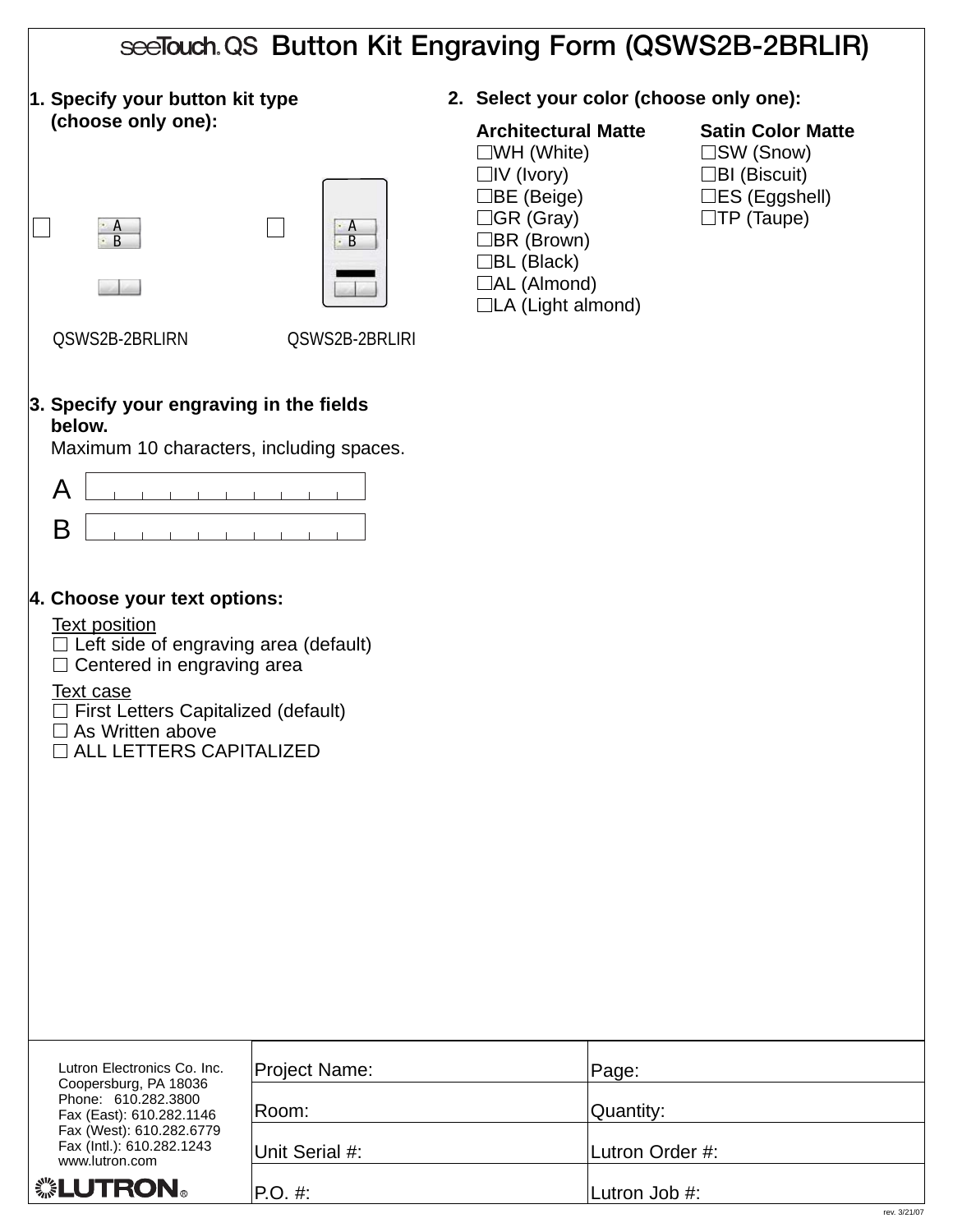# seeTouch QS Button Kit Engraving Form (QSWS2B-2BRLIR)

**1. Specify your button kit type (choose only one):**

☐ QSWS2B-2BRLIRN

☐ QSWS2B-2BRLIRI

**2. Select your color (choose only one):**

**Architectural Matte**
- ☐WH (White)
- ☐IV (Ivory)
- ☐BE (Beige)
- ☐GR (Gray)
- ☐BR (Brown)
- ☐BL (Black)
- ☐AL (Almond)
- ☐LA (Light almond)

**Satin Color Matte**
- ☐SW (Snow)
- ☐BI (Biscuit)
- ☐ES (Eggshell)
- ☐TP (Taupe)

**3. Specify your engraving in the fields below.**
Maximum 10 characters, including spaces.

A | | | | | | | | | | |

B | | | | | | | | | | |

**4. Choose your text options:**

Text position
- ☐ Left side of engraving area (default)
- ☐ Centered in engraving area

Text case
- ☐ First Letters Capitalized (default)
- ☐ As Written above
- ☐ ALL LETTERS CAPITALIZED

Lutron Electronics Co. Inc.
Coopersburg, PA 18036
Phone: 610.282.3800
Fax (East): 610.282.1146
Fax (West): 610.282.6779
Fax (Intl.): 610.282.1243
www.lutron.com

LUTRON®

| Project Name: | Page: |
|---|---|
| Room: | Quantity: |
| Unit Serial #: | Lutron Order #: |
| P.O. #: | Lutron Job #: |

rev. 3/21/07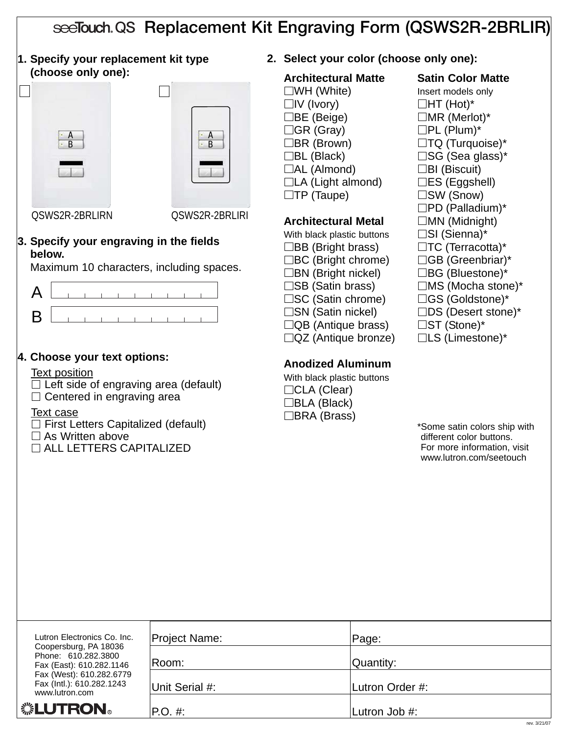# seeTouch® QS Replacement Kit Engraving Form (QSWS2R-2BRLIR)

**1. Specify your replacement kit type (choose only one):**

☐ QSWS2R-2BRLIRN

☐ QSWS2R-2BRLIRI

**2. Select your color (choose only one):**

**Architectural Matte**

☐WH (White)
☐IV (Ivory)
☐BE (Beige)
☐GR (Gray)
☐BR (Brown)
☐BL (Black)
☐AL (Almond)
☐LA (Light almond)
☐TP (Taupe)

**Architectural Metal**

With black plastic buttons

☐BB (Bright brass)
☐BC (Bright chrome)
☐BN (Bright nickel)
☐SB (Satin brass)
☐SC (Satin chrome)
☐SN (Satin nickel)
☐QB (Antique brass)
☐QZ (Antique bronze)

**Anodized Aluminum**

With black plastic buttons

☐CLA (Clear)
☐BLA (Black)
☐BRA (Brass)

**Satin Color Matte**

Insert models only

☐HT (Hot)*
☐MR (Merlot)*
☐PL (Plum)*
☐TQ (Turquoise)*
☐SG (Sea glass)*
☐BI (Biscuit)
☐ES (Eggshell)
☐SW (Snow)
☐PD (Palladium)*
☐MN (Midnight)
☐SI (Sienna)*
☐TC (Terracotta)*
☐GB (Greenbriar)*
☐BG (Bluestone)*
☐MS (Mocha stone)*
☐GS (Goldstone)*
☐DS (Desert stone)*
☐ST (Stone)*
☐LS (Limestone)*

*Some satin colors ship with different color buttons. For more information, visit www.lutron.com/seetouch

**3. Specify your engraving in the fields below.**
Maximum 10 characters, including spaces.

A | | | | | | | | | | |

B | | | | | | | | | | |

**4. Choose your text options:**

Text position
☐ Left side of engraving area (default)
☐ Centered in engraving area

Text case
☐ First Letters Capitalized (default)
☐ As Written above
☐ ALL LETTERS CAPITALIZED

Lutron Electronics Co. Inc.
Coopersburg, PA 18036
Phone: 610.282.3800
Fax (East): 610.282.1146
Fax (West): 610.282.6779
Fax (Intl.): 610.282.1243
www.lutron.com

LUTRON®

| Project Name: | Page: |
|---|---|
| Room: | Quantity: |
| Unit Serial #: | Lutron Order #: |
| P.O. #: | Lutron Job #: |

rev. 3/21/07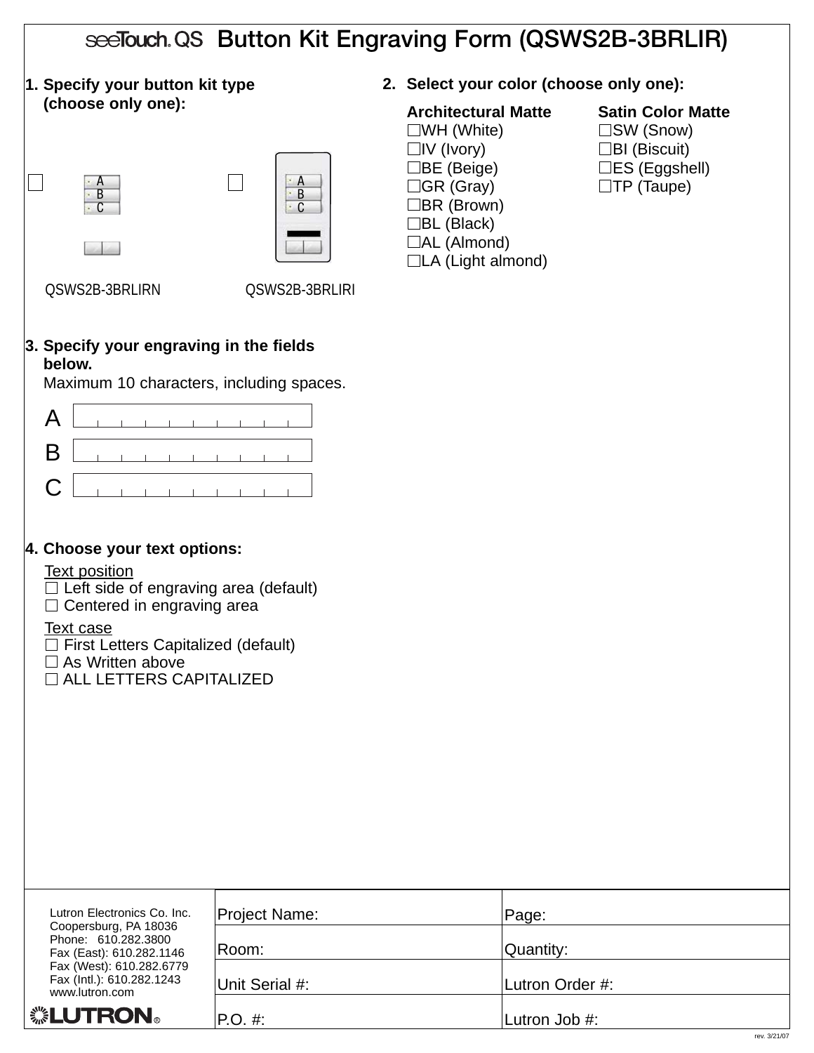# seeTouch® QS Button Kit Engraving Form (QSWS2B-3BRLIR)

**1. Specify your button kit type (choose only one):**

☐ QSWS2B-3BRLIRN

☐ QSWS2B-3BRLIRI

**2. Select your color (choose only one):**

| Architectural Matte | Satin Color Matte |
| --- | --- |
| ☐WH (White) | ☐SW (Snow) |
| ☐IV (Ivory) | ☐BI (Biscuit) |
| ☐BE (Beige) | ☐ES (Eggshell) |
| ☐GR (Gray) | ☐TP (Taupe) |
| ☐BR (Brown) | |
| ☐BL (Black) | |
| ☐AL (Almond) | |
| ☐LA (Light almond) | |

**3. Specify your engraving in the fields below.**
Maximum 10 characters, including spaces.

A \_\_\_\_\_\_\_\_\_\_

B \_\_\_\_\_\_\_\_\_\_

C \_\_\_\_\_\_\_\_\_\_

**4. Choose your text options:**

Text position
☐ Left side of engraving area (default)
☐ Centered in engraving area

Text case
☐ First Letters Capitalized (default)
☐ As Written above
☐ ALL LETTERS CAPITALIZED

| Lutron Electronics Co. Inc.<br>Coopersburg, PA 18036<br>Phone: 610.282.3800<br>Fax (East): 610.282.1146<br>Fax (West): 610.282.6779<br>Fax (Intl.): 610.282.1243<br>www.lutron.com<br>LUTRON® | Project Name: | Page: |
| --- | --- | --- |
| | Room: | Quantity: |
| | Unit Serial #: | Lutron Order #: |
| | P.O. #: | Lutron Job #: |

rev. 3/21/07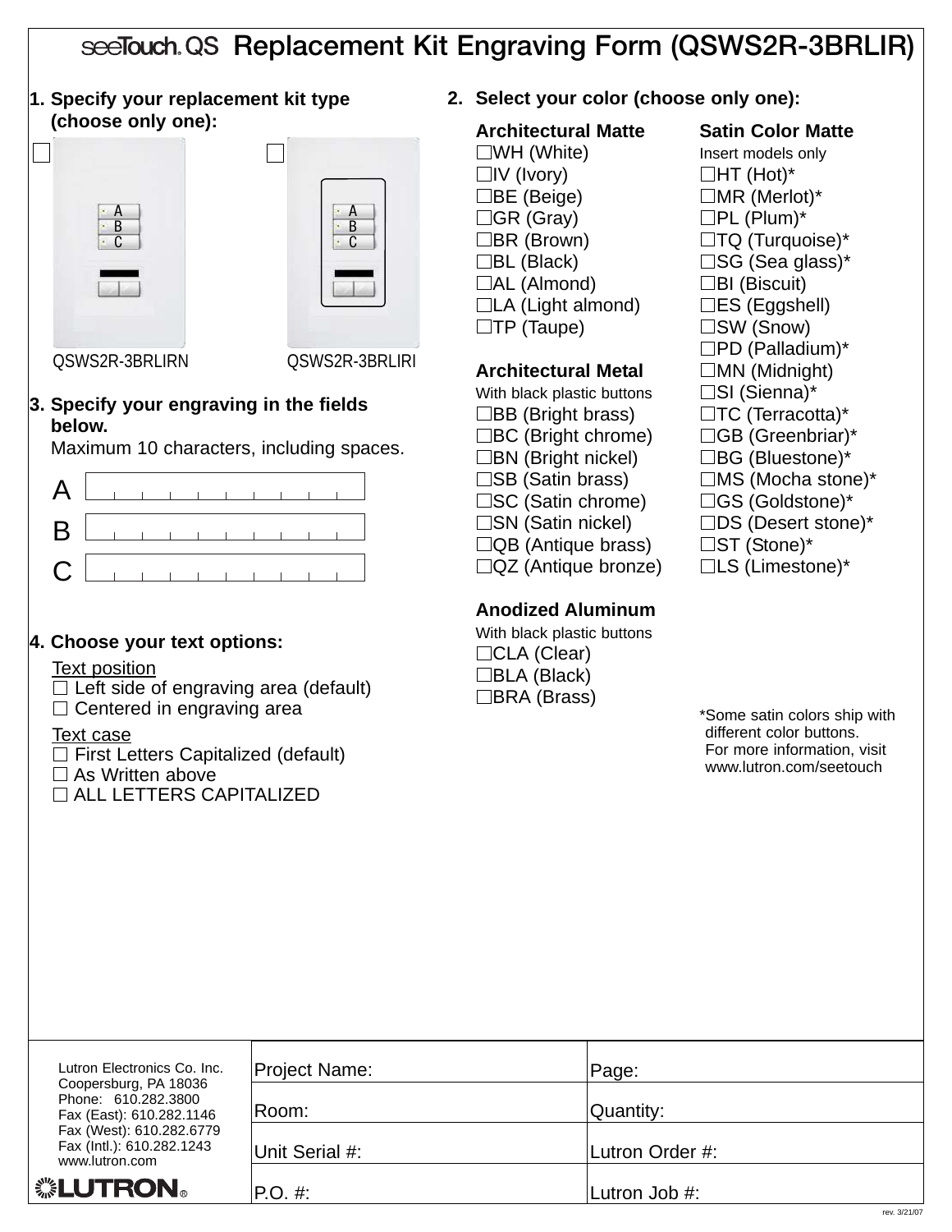# seeTouch® QS Replacement Kit Engraving Form (QSWS2R-3BRLIR)

**1. Specify your replacement kit type (choose only one):**

☐ QSWS2R-3BRLIRN

☐ QSWS2R-3BRLIRI

**2. Select your color (choose only one):**

**Architectural Matte**

- ☐WH (White)
- ☐IV (Ivory)
- ☐BE (Beige)
- ☐GR (Gray)
- ☐BR (Brown)
- ☐BL (Black)
- ☐AL (Almond)
- ☐LA (Light almond)
- ☐TP (Taupe)

**Architectural Metal**

With black plastic buttons

- ☐BB (Bright brass)
- ☐BC (Bright chrome)
- ☐BN (Bright nickel)
- ☐SB (Satin brass)
- ☐SC (Satin chrome)
- ☐SN (Satin nickel)
- ☐QB (Antique brass)
- ☐QZ (Antique bronze)

**Anodized Aluminum**

With black plastic buttons

- ☐CLA (Clear)
- ☐BLA (Black)
- ☐BRA (Brass)

**Satin Color Matte**

Insert models only

- ☐HT (Hot)*
- ☐MR (Merlot)*
- ☐PL (Plum)*
- ☐TQ (Turquoise)*
- ☐SG (Sea glass)*
- ☐BI (Biscuit)
- ☐ES (Eggshell)
- ☐SW (Snow)
- ☐PD (Palladium)*
- ☐MN (Midnight)
- ☐SI (Sienna)*
- ☐TC (Terracotta)*
- ☐GB (Greenbriar)*
- ☐BG (Bluestone)*
- ☐MS (Mocha stone)*
- ☐GS (Goldstone)*
- ☐DS (Desert stone)*
- ☐ST (Stone)*
- ☐LS (Limestone)*

*Some satin colors ship with different color buttons. For more information, visit www.lutron.com/seetouch

**3. Specify your engraving in the fields below.**

Maximum 10 characters, including spaces.

A ____________

B ____________

C ____________

**4. Choose your text options:**

Text position

- ☐ Left side of engraving area (default)
- ☐ Centered in engraving area

Text case

- ☐ First Letters Capitalized (default)
- ☐ As Written above
- ☐ ALL LETTERS CAPITALIZED

Lutron Electronics Co. Inc.
Coopersburg, PA 18036
Phone: 610.282.3800
Fax (East): 610.282.1146
Fax (West): 610.282.6779
Fax (Intl.): 610.282.1243
www.lutron.com

LUTRON®

| | |
|---|---|
| Project Name: | Page: |
| Room: | Quantity: |
| Unit Serial #: | Lutron Order #: |
| P.O. #: | Lutron Job #: |

rev. 3/21/07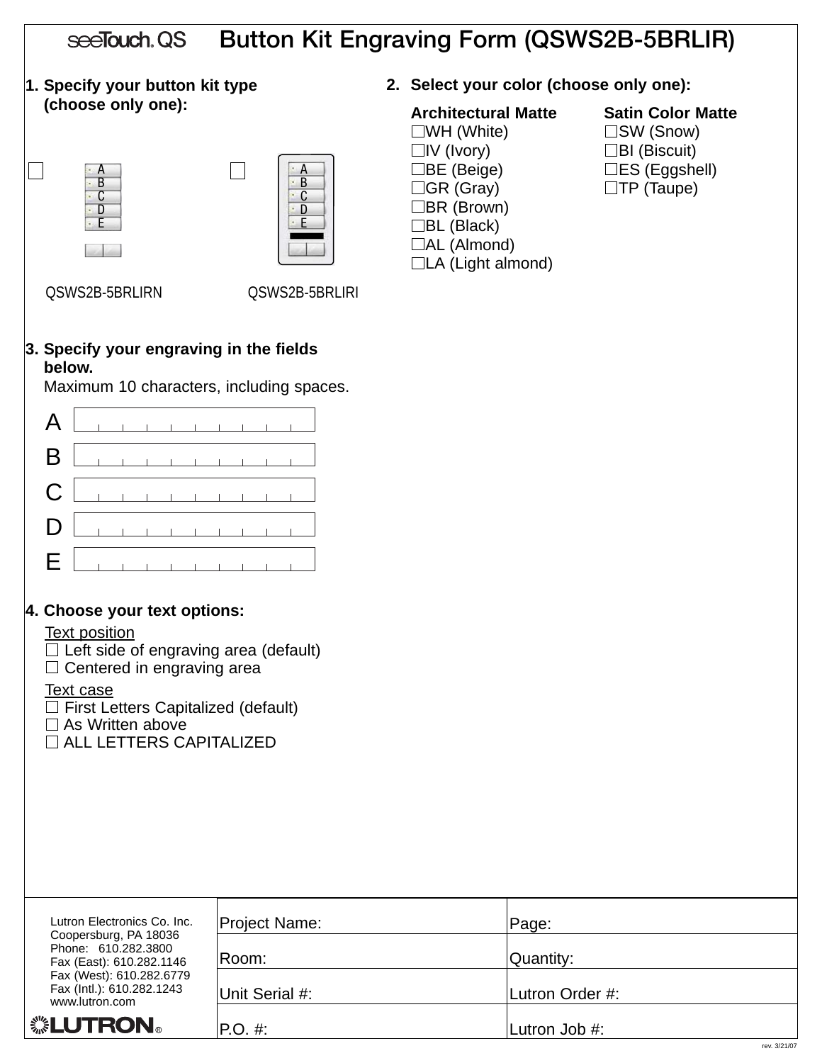# seeTouch® QS Button Kit Engraving Form (QSWS2B-5BRLIR)

**1. Specify your button kit type (choose only one):**

☐ QSWS2B-5BRLIRN

☐ QSWS2B-5BRLIRI

**2. Select your color (choose only one):**

| Architectural Matte | Satin Color Matte |
|---|---|
| ☐WH (White) | ☐SW (Snow) |
| ☐IV (Ivory) | ☐BI (Biscuit) |
| ☐BE (Beige) | ☐ES (Eggshell) |
| ☐GR (Gray) | ☐TP (Taupe) |
| ☐BR (Brown) | |
| ☐BL (Black) | |
| ☐AL (Almond) | |
| ☐LA (Light almond) | |

**3. Specify your engraving in the fields below.**
Maximum 10 characters, including spaces.

A ____________

B ____________

C ____________

D ____________

E ____________

**4. Choose your text options:**

Text position
☐ Left side of engraving area (default)
☐ Centered in engraving area

Text case
☐ First Letters Capitalized (default)
☐ As Written above
☐ ALL LETTERS CAPITALIZED

| Lutron Electronics Co. Inc.<br>Coopersburg, PA 18036<br>Phone: 610.282.3800<br>Fax (East): 610.282.1146<br>Fax (West): 610.282.6779<br>Fax (Intl.): 610.282.1243<br>www.lutron.com<br>LUTRON® | Project Name: | Page: |
|---|---|---|
| | Room: | Quantity: |
| | Unit Serial #: | Lutron Order #: |
| | P.O. #: | Lutron Job #: |

rev. 3/21/07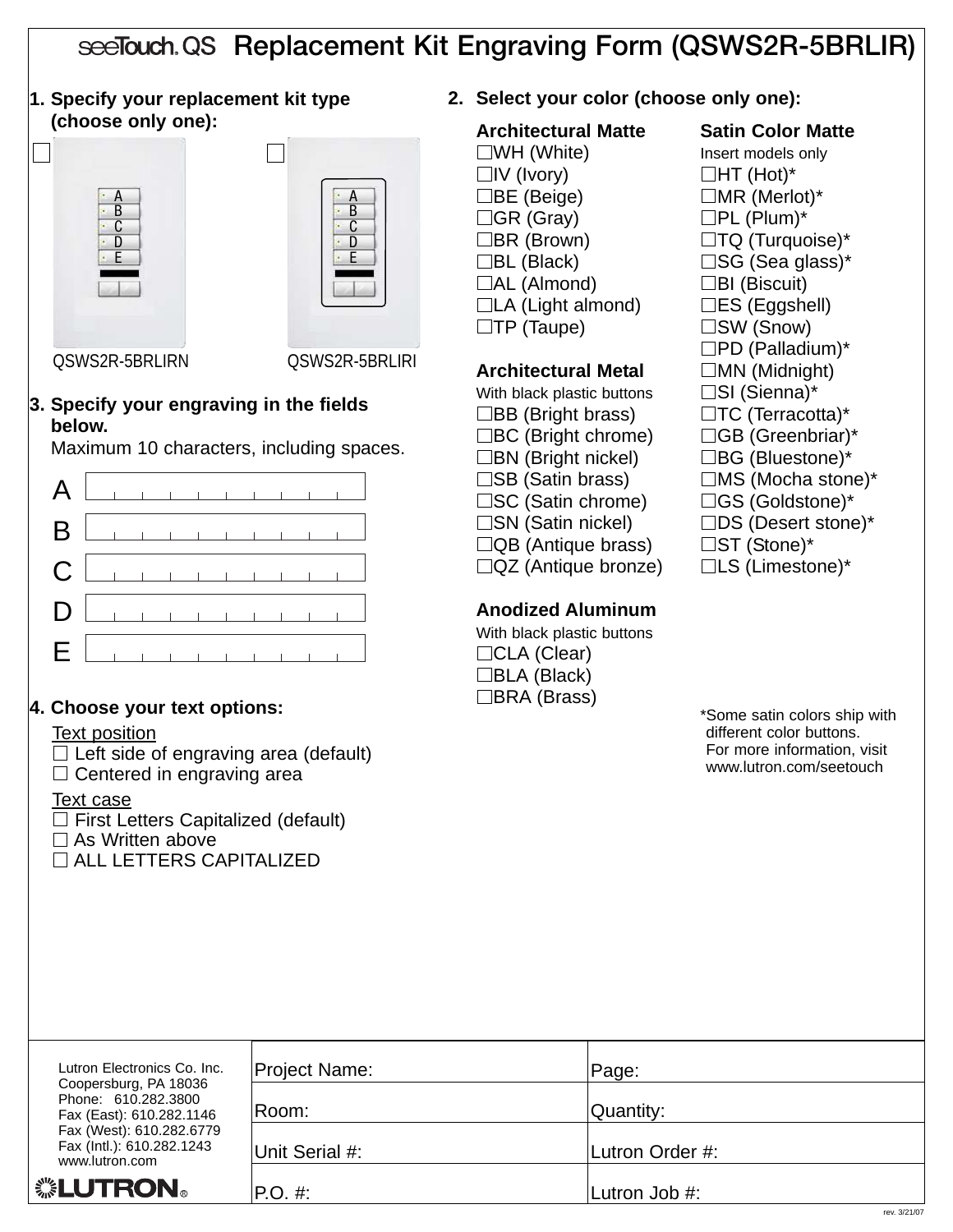# seeTouch QS Replacement Kit Engraving Form (QSWS2R-5BRLIR)

**1. Specify your replacement kit type (choose only one):**

☐ QSWS2R-5BRLIRN

☐ QSWS2R-5BRLIRI

**2. Select your color (choose only one):**

**Architectural Matte**

- ☐WH (White)
- ☐IV (Ivory)
- ☐BE (Beige)
- ☐GR (Gray)
- ☐BR (Brown)
- ☐BL (Black)
- ☐AL (Almond)
- ☐LA (Light almond)
- ☐TP (Taupe)

**Architectural Metal**

With black plastic buttons

- ☐BB (Bright brass)
- ☐BC (Bright chrome)
- ☐BN (Bright nickel)
- ☐SB (Satin brass)
- ☐SC (Satin chrome)
- ☐SN (Satin nickel)
- ☐QB (Antique brass)
- ☐QZ (Antique bronze)

**Anodized Aluminum**

With black plastic buttons

- ☐CLA (Clear)
- ☐BLA (Black)
- ☐BRA (Brass)

**Satin Color Matte**

Insert models only

- ☐HT (Hot)*
- ☐MR (Merlot)*
- ☐PL (Plum)*
- ☐TQ (Turquoise)*
- ☐SG (Sea glass)*
- ☐BI (Biscuit)
- ☐ES (Eggshell)
- ☐SW (Snow)
- ☐PD (Palladium)*
- ☐MN (Midnight)
- ☐SI (Sienna)*
- ☐TC (Terracotta)*
- ☐GB (Greenbriar)*
- ☐BG (Bluestone)*
- ☐MS (Mocha stone)*
- ☐GS (Goldstone)*
- ☐DS (Desert stone)*
- ☐ST (Stone)*
- ☐LS (Limestone)*

*Some satin colors ship with different color buttons. For more information, visit www.lutron.com/seetouch

**3. Specify your engraving in the fields below.**

Maximum 10 characters, including spaces.

| | | | | | | | | | | |
|---|---|---|---|---|---|---|---|---|---|---|
| A | | | | | | | | | | |
| B | | | | | | | | | | |
| C | | | | | | | | | | |
| D | | | | | | | | | | |
| E | | | | | | | | | | |

**4. Choose your text options:**

Text position

- ☐ Left side of engraving area (default)
- ☐ Centered in engraving area

Text case

- ☐ First Letters Capitalized (default)
- ☐ As Written above
- ☐ ALL LETTERS CAPITALIZED

Lutron Electronics Co. Inc.
Coopersburg, PA 18036
Phone: 610.282.3800
Fax (East): 610.282.1146
Fax (West): 610.282.6779
Fax (Intl.): 610.282.1243
www.lutron.com

LUTRON®

| | |
|---|---|
| Project Name: | Page: |
| Room: | Quantity: |
| Unit Serial #: | Lutron Order #: |
| P.O. #: | Lutron Job #: |

rev. 3/21/07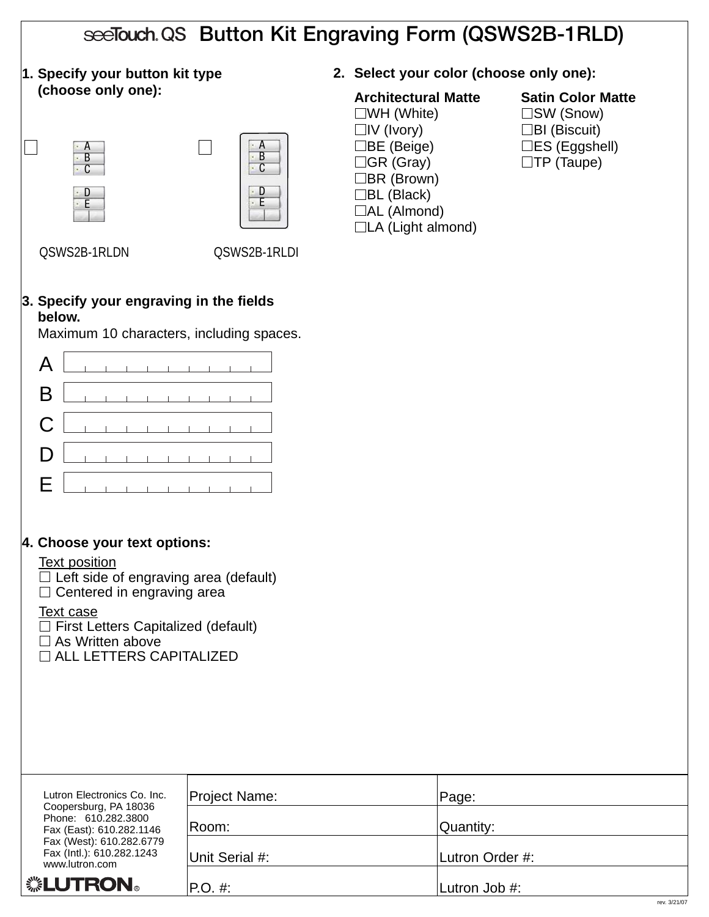# seeTouch® QS Button Kit Engraving Form (QSWS2B-1RLD)

**1. Specify your button kit type (choose only one):**

☐ QSWS2B-1RLDN

☐ QSWS2B-1RLDI

**2. Select your color (choose only one):**

**Architectural Matte**
- ☐WH (White)
- ☐IV (Ivory)
- ☐BE (Beige)
- ☐GR (Gray)
- ☐BR (Brown)
- ☐BL (Black)
- ☐AL (Almond)
- ☐LA (Light almond)

**Satin Color Matte**
- ☐SW (Snow)
- ☐BI (Biscuit)
- ☐ES (Eggshell)
- ☐TP (Taupe)

**3. Specify your engraving in the fields below.**
Maximum 10 characters, including spaces.

A ____________________

B ____________________

C ____________________

D ____________________

E ____________________

**4. Choose your text options:**

Text position
- ☐ Left side of engraving area (default)
- ☐ Centered in engraving area

Text case
- ☐ First Letters Capitalized (default)
- ☐ As Written above
- ☐ ALL LETTERS CAPITALIZED

Lutron Electronics Co. Inc.
Coopersburg, PA 18036
Phone: 610.282.3800
Fax (East): 610.282.1146
Fax (West): 610.282.6779
Fax (Intl.): 610.282.1243
www.lutron.com

LUTRON®

| | |
|---|---|
| Project Name: | Page: |
| Room: | Quantity: |
| Unit Serial #: | Lutron Order #: |
| P.O. #: | Lutron Job #: |

rev. 3/21/07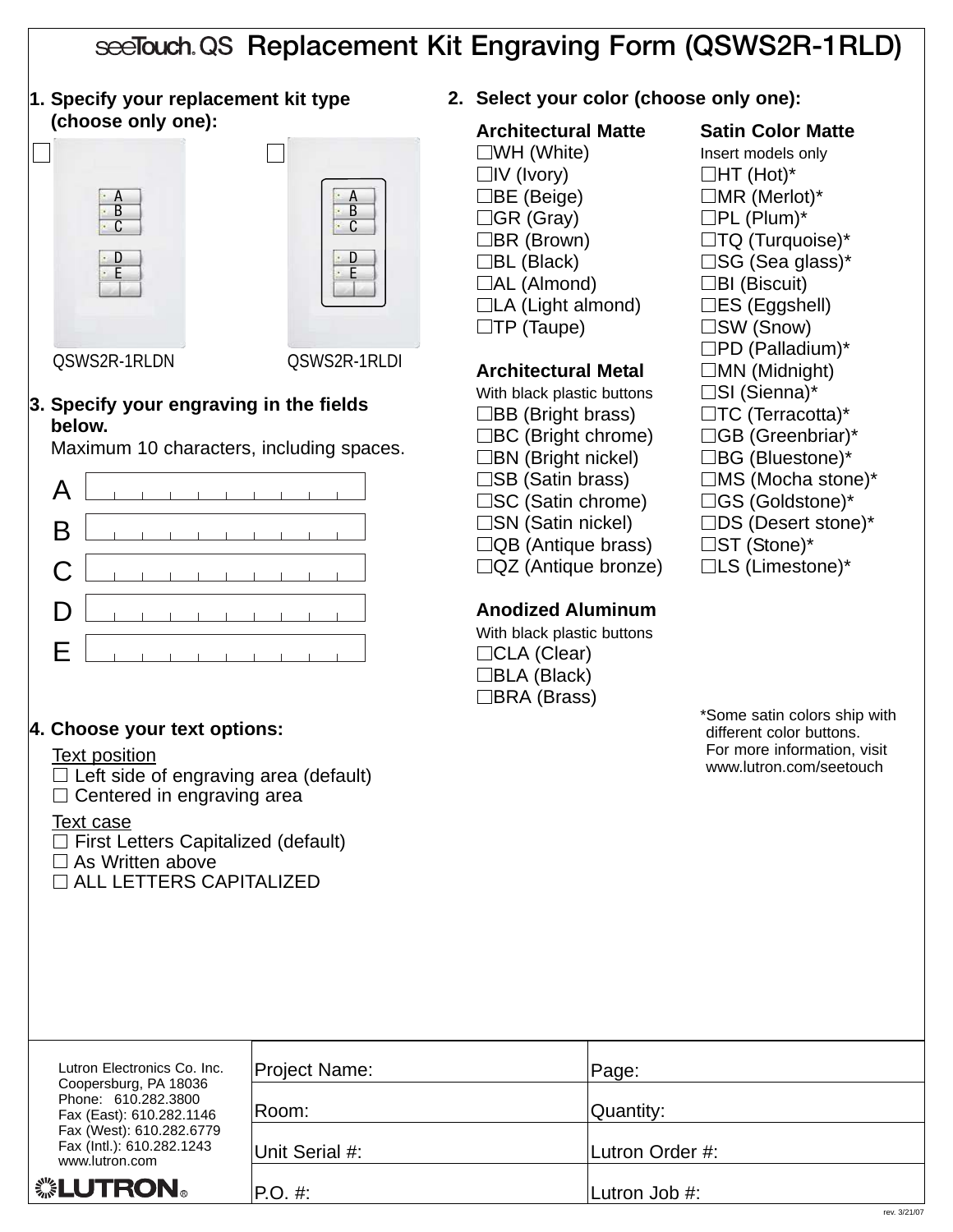# seeTouch® QS Replacement Kit Engraving Form (QSWS2R-1RLD)

**1. Specify your replacement kit type (choose only one):**

☐ QSWS2R-1RLDN

☐ QSWS2R-1RLDI

**2. Select your color (choose only one):**

**Architectural Matte**

☐WH (White)
☐IV (Ivory)
☐BE (Beige)
☐GR (Gray)
☐BR (Brown)
☐BL (Black)
☐AL (Almond)
☐LA (Light almond)
☐TP (Taupe)

**Architectural Metal**
With black plastic buttons

☐BB (Bright brass)
☐BC (Bright chrome)
☐BN (Bright nickel)
☐SB (Satin brass)
☐SC (Satin chrome)
☐SN (Satin nickel)
☐QB (Antique brass)
☐QZ (Antique bronze)

**Anodized Aluminum**
With black plastic buttons

☐CLA (Clear)
☐BLA (Black)
☐BRA (Brass)

**Satin Color Matte**
Insert models only

☐HT (Hot)*
☐MR (Merlot)*
☐PL (Plum)*
☐TQ (Turquoise)*
☐SG (Sea glass)*
☐BI (Biscuit)
☐ES (Eggshell)
☐SW (Snow)
☐PD (Palladium)*
☐MN (Midnight)
☐SI (Sienna)*
☐TC (Terracotta)*
☐GB (Greenbriar)*
☐BG (Bluestone)*
☐MS (Mocha stone)*
☐GS (Goldstone)*
☐DS (Desert stone)*
☐ST (Stone)*
☐LS (Limestone)*

*Some satin colors ship with different color buttons. For more information, visit www.lutron.com/seetouch

**3. Specify your engraving in the fields below.**
Maximum 10 characters, including spaces.

A ____________________

B ____________________

C ____________________

D ____________________

E ____________________

**4. Choose your text options:**

Text position

☐ Left side of engraving area (default)
☐ Centered in engraving area

Text case

☐ First Letters Capitalized (default)
☐ As Written above
☐ ALL LETTERS CAPITALIZED

---

Lutron Electronics Co. Inc.
Coopersburg, PA 18036
Phone: 610.282.3800
Fax (East): 610.282.1146
Fax (West): 610.282.6779
Fax (Intl.): 610.282.1243
www.lutron.com

LUTRON®

| | |
|---|---|
| Project Name: | Page: |
| Room: | Quantity: |
| Unit Serial #: | Lutron Order #: |
| P.O. #: | Lutron Job #: |

rev. 3/21/07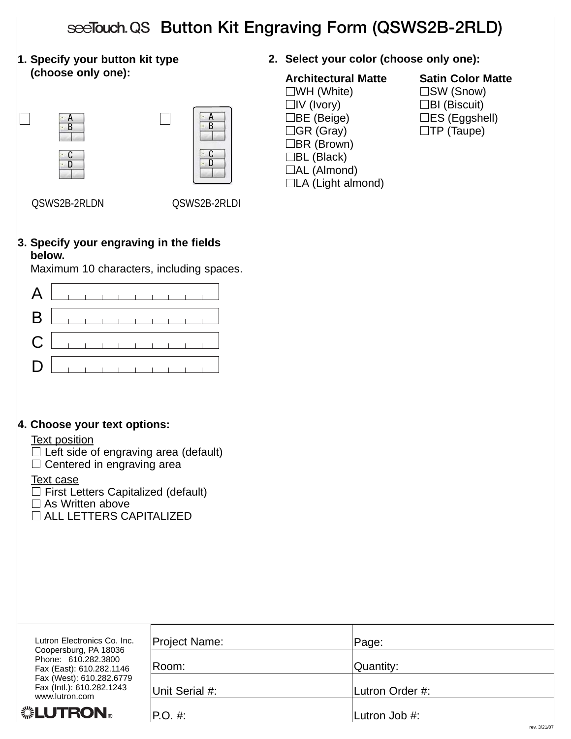# seeTouch® QS Button Kit Engraving Form (QSWS2B-2RLD)

**1. Specify your button kit type (choose only one):**

☐ QSWS2B-2RLDN

☐ QSWS2B-2RLDI

**2. Select your color (choose only one):**

**Architectural Matte**
- ☐WH (White)
- ☐IV (Ivory)
- ☐BE (Beige)
- ☐GR (Gray)
- ☐BR (Brown)
- ☐BL (Black)
- ☐AL (Almond)
- ☐LA (Light almond)

**Satin Color Matte**
- ☐SW (Snow)
- ☐BI (Biscuit)
- ☐ES (Eggshell)
- ☐TP (Taupe)

**3. Specify your engraving in the fields below.**
Maximum 10 characters, including spaces.

A ____________________

B ____________________

C ____________________

D ____________________

**4. Choose your text options:**

Text position
- ☐ Left side of engraving area (default)
- ☐ Centered in engraving area

Text case
- ☐ First Letters Capitalized (default)
- ☐ As Written above
- ☐ ALL LETTERS CAPITALIZED

| Lutron Electronics Co. Inc.<br>Coopersburg, PA 18036<br>Phone: 610.282.3800<br>Fax (East): 610.282.1146<br>Fax (West): 610.282.6779<br>Fax (Intl.): 610.282.1243<br>www.lutron.com<br>LUTRON® | Project Name: | Page: |
|---|---|---|
| | Room: | Quantity: |
| | Unit Serial #: | Lutron Order #: |
| | P.O. #: | Lutron Job #: |

rev. 3/21/07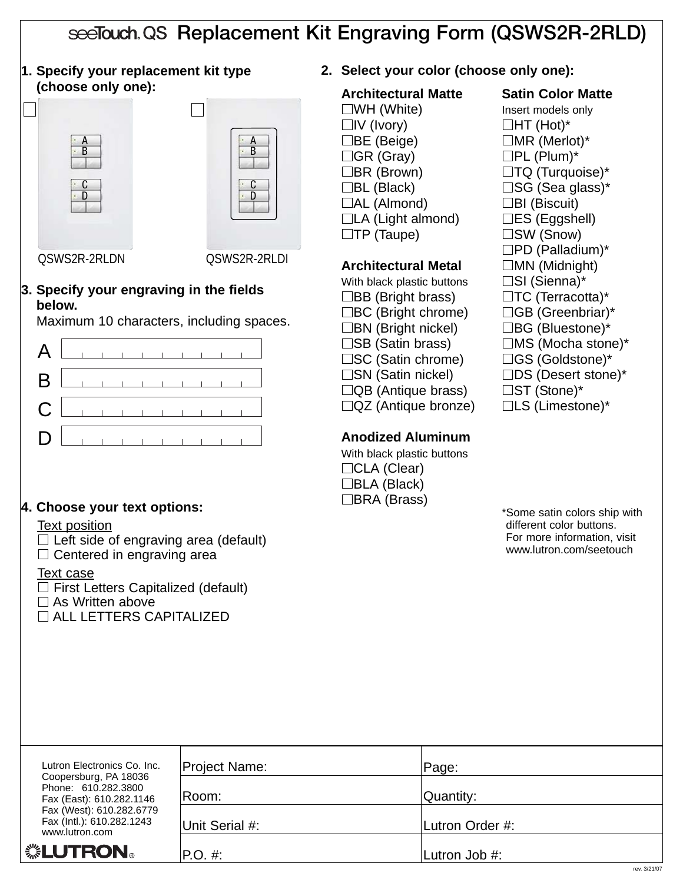# seeTouch® QS Replacement Kit Engraving Form (QSWS2R-2RLD)

**1. Specify your replacement kit type (choose only one):**

☐ QSWS2R-2RLDN

☐ QSWS2R-2RLDI

**2. Select your color (choose only one):**

**Architectural Matte**
☐WH (White)
☐IV (Ivory)
☐BE (Beige)
☐GR (Gray)
☐BR (Brown)
☐BL (Black)
☐AL (Almond)
☐LA (Light almond)
☐TP (Taupe)

**Architectural Metal**
With black plastic buttons
☐BB (Bright brass)
☐BC (Bright chrome)
☐BN (Bright nickel)
☐SB (Satin brass)
☐SC (Satin chrome)
☐SN (Satin nickel)
☐QB (Antique brass)
☐QZ (Antique bronze)

**Anodized Aluminum**
With black plastic buttons
☐CLA (Clear)
☐BLA (Black)
☐BRA (Brass)

**Satin Color Matte**
Insert models only
☐HT (Hot)*
☐MR (Merlot)*
☐PL (Plum)*
☐TQ (Turquoise)*
☐SG (Sea glass)*
☐BI (Biscuit)
☐ES (Eggshell)
☐SW (Snow)
☐PD (Palladium)*
☐MN (Midnight)
☐SI (Sienna)*
☐TC (Terracotta)*
☐GB (Greenbriar)*
☐BG (Bluestone)*
☐MS (Mocha stone)*
☐GS (Goldstone)*
☐DS (Desert stone)*
☐ST (Stone)*
☐LS (Limestone)*

*Some satin colors ship with different color buttons. For more information, visit www.lutron.com/seetouch

**3. Specify your engraving in the fields below.**
Maximum 10 characters, including spaces.

A
B
C
D

**4. Choose your text options:**

Text position
☐ Left side of engraving area (default)
☐ Centered in engraving area

Text case
☐ First Letters Capitalized (default)
☐ As Written above
☐ ALL LETTERS CAPITALIZED

Lutron Electronics Co. Inc.
Coopersburg, PA 18036
Phone: 610.282.3800
Fax (East): 610.282.1146
Fax (West): 610.282.6779
Fax (Intl.): 610.282.1243
www.lutron.com

LUTRON®

| Project Name: | Page: |
|---|---|
| Room: | Quantity: |
| Unit Serial #: | Lutron Order #: |
| P.O. #: | Lutron Job #: |

rev. 3/21/07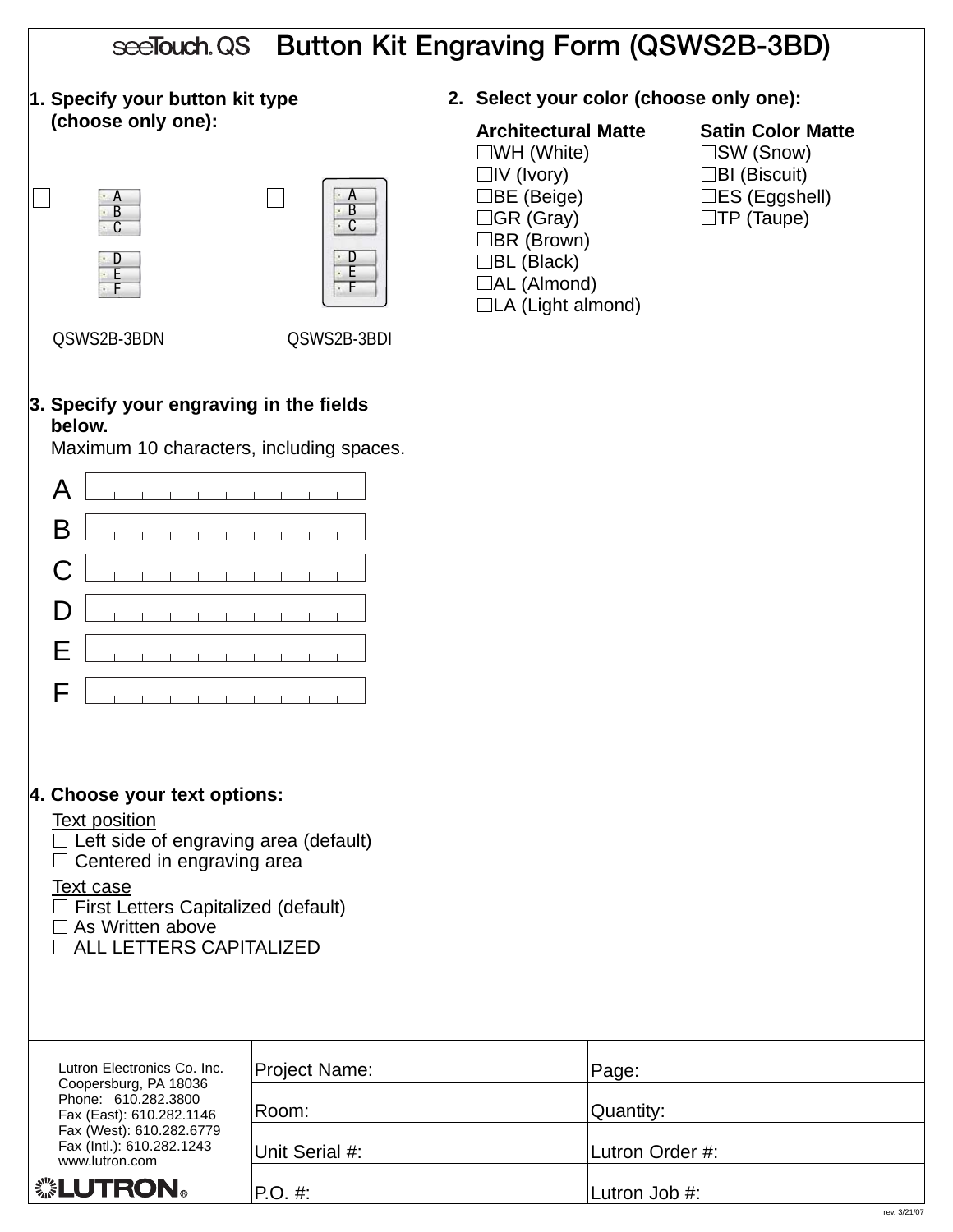# seeTouch® QS Button Kit Engraving Form (QSWS2B-3BD)

**1. Specify your button kit type (choose only one):**

☐ QSWS2B-3BDN

☐ QSWS2B-3BDI

**2. Select your color (choose only one):**

**Architectural Matte**
- ☐WH (White)
- ☐IV (Ivory)
- ☐BE (Beige)
- ☐GR (Gray)
- ☐BR (Brown)
- ☐BL (Black)
- ☐AL (Almond)
- ☐LA (Light almond)

**Satin Color Matte**
- ☐SW (Snow)
- ☐BI (Biscuit)
- ☐ES (Eggshell)
- ☐TP (Taupe)

**3. Specify your engraving in the fields below.**
Maximum 10 characters, including spaces.

A ____________________

B ____________________

C ____________________

D ____________________

E ____________________

F ____________________

**4. Choose your text options:**

Text position
- ☐ Left side of engraving area (default)
- ☐ Centered in engraving area

Text case
- ☐ First Letters Capitalized (default)
- ☐ As Written above
- ☐ ALL LETTERS CAPITALIZED

Lutron Electronics Co. Inc.
Coopersburg, PA 18036
Phone: 610.282.3800
Fax (East): 610.282.1146
Fax (West): 610.282.6779
Fax (Intl.): 610.282.1243
www.lutron.com

LUTRON®

| Project Name: | Page: |
| --- | --- |
| Room: | Quantity: |
| Unit Serial #: | Lutron Order #: |
| P.O. #: | Lutron Job #: |

rev. 3/21/07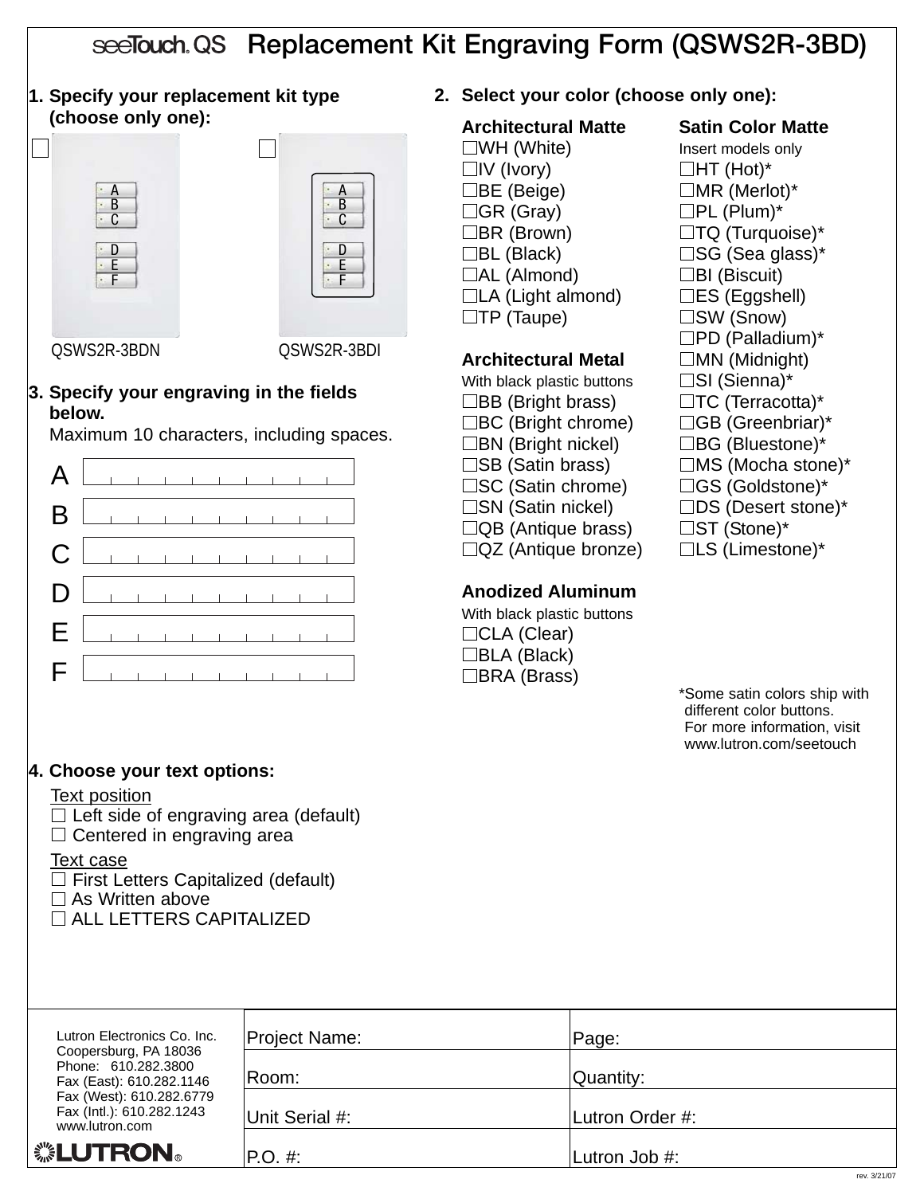# seeTouch® QS Replacement Kit Engraving Form (QSWS2R-3BD)

**1. Specify your replacement kit type (choose only one):**

☐ QSWS2R-3BDN

☐ QSWS2R-3BDI

**2. Select your color (choose only one):**

**Architectural Matte**

☐WH (White)
☐IV (Ivory)
☐BE (Beige)
☐GR (Gray)
☐BR (Brown)
☐BL (Black)
☐AL (Almond)
☐LA (Light almond)
☐TP (Taupe)

**Architectural Metal**

With black plastic buttons

☐BB (Bright brass)
☐BC (Bright chrome)
☐BN (Bright nickel)
☐SB (Satin brass)
☐SC (Satin chrome)
☐SN (Satin nickel)
☐QB (Antique brass)
☐QZ (Antique bronze)

**Anodized Aluminum**

With black plastic buttons

☐CLA (Clear)
☐BLA (Black)
☐BRA (Brass)

**Satin Color Matte**

Insert models only

☐HT (Hot)*
☐MR (Merlot)*
☐PL (Plum)*
☐TQ (Turquoise)*
☐SG (Sea glass)*
☐BI (Biscuit)
☐ES (Eggshell)
☐SW (Snow)
☐PD (Palladium)*
☐MN (Midnight)
☐SI (Sienna)*
☐TC (Terracotta)*
☐GB (Greenbriar)*
☐BG (Bluestone)*
☐MS (Mocha stone)*
☐GS (Goldstone)*
☐DS (Desert stone)*
☐ST (Stone)*
☐LS (Limestone)*

*Some satin colors ship with different color buttons. For more information, visit www.lutron.com/seetouch

**3. Specify your engraving in the fields below.**

Maximum 10 characters, including spaces.

A ____________

B ____________

C ____________

D ____________

E ____________

F ____________

**4. Choose your text options:**

Text position

☐ Left side of engraving area (default)
☐ Centered in engraving area

Text case

☐ First Letters Capitalized (default)
☐ As Written above
☐ ALL LETTERS CAPITALIZED

Lutron Electronics Co. Inc.
Coopersburg, PA 18036
Phone: 610.282.3800
Fax (East): 610.282.1146
Fax (West): 610.282.6779
Fax (Intl.): 610.282.1243
www.lutron.com

LUTRON®

| | |
|---|---|
| Project Name: | Page: |
| Room: | Quantity: |
| Unit Serial #: | Lutron Order #: |
| P.O. #: | Lutron Job #: |

rev. 3/21/07